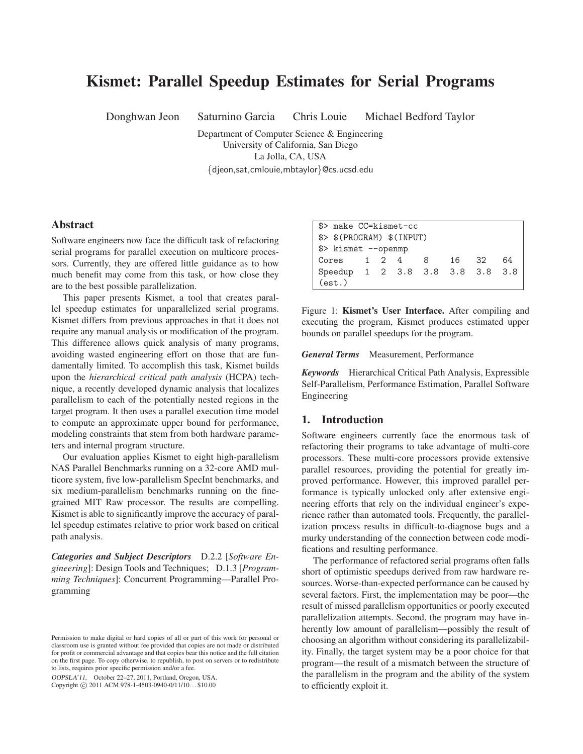# Kismet: Parallel Speedup Estimates for Serial Programs

Donghwan Jeon   Saturnino Garcia   Chris Louie   Michael Bedford Taylor

Department of Computer Science & Engineering
University of California, San Diego
La Jolla, CA, USA
{djeon,sat,cmlouie,mbtaylor}@cs.ucsd.edu

## Abstract

Software engineers now face the difficult task of refactoring serial programs for parallel execution on multicore processors. Currently, they are offered little guidance as to how much benefit may come from this task, or how close they are to the best possible parallelization.

This paper presents Kismet, a tool that creates parallel speedup estimates for unparallelized serial programs. Kismet differs from previous approaches in that it does not require any manual analysis or modification of the program. This difference allows quick analysis of many programs, avoiding wasted engineering effort on those that are fundamentally limited. To accomplish this task, Kismet builds upon the *hierarchical critical path analysis* (HCPA) technique, a recently developed dynamic analysis that localizes parallelism to each of the potentially nested regions in the target program. It then uses a parallel execution time model to compute an approximate upper bound for performance, modeling constraints that stem from both hardware parameters and internal program structure.

Our evaluation applies Kismet to eight high-parallelism NAS Parallel Benchmarks running on a 32-core AMD multicore system, five low-parallelism SpecInt benchmarks, and six medium-parallelism benchmarks running on the fine-grained MIT Raw processor. The results are compelling. Kismet is able to significantly improve the accuracy of parallel speedup estimates relative to prior work based on critical path analysis.

***Categories and Subject Descriptors*** D.2.2 [*Software Engineering*]: Design Tools and Techniques; D.1.3 [*Programming Techniques*]: Concurrent Programming—Parallel Programming

```
$> make CC=kismet-cc
$> $(PROGRAM) $(INPUT)
$> kismet --openmp
Cores    1  2  4    8    16   32   64
Speedup  1  2  3.8  3.8  3.8  3.8  3.8
(est.)
```

Figure 1: **Kismet's User Interface.** After compiling and executing the program, Kismet produces estimated upper bounds on parallel speedups for the program.

***General Terms*** Measurement, Performance

***Keywords*** Hierarchical Critical Path Analysis, Expressible Self-Parallelism, Performance Estimation, Parallel Software Engineering

## 1. Introduction

Software engineers currently face the enormous task of refactoring their programs to take advantage of multi-core processors. These multi-core processors provide extensive parallel resources, providing the potential for greatly improved performance. However, this improved parallel performance is typically unlocked only after extensive engineering efforts that rely on the individual engineer's experience rather than automated tools. Frequently, the parallelization process results in difficult-to-diagnose bugs and a murky understanding of the connection between code modifications and resulting performance.

The performance of refactored serial programs often falls short of optimistic speedups derived from raw hardware resources. Worse-than-expected performance can be caused by several factors. First, the implementation may be poor—the result of missed parallelism opportunities or poorly executed parallelization attempts. Second, the program may have inherently low amount of parallelism—possibly the result of choosing an algorithm without considering its parallelizability. Finally, the target system may be a poor choice for that program—the result of a mismatch between the structure of the parallelism in the program and the ability of the system to efficiently exploit it.

Permission to make digital or hard copies of all or part of this work for personal or classroom use is granted without fee provided that copies are not made or distributed for profit or commercial advantage and that copies bear this notice and the full citation on the first page. To copy otherwise, to republish, to post on servers or to redistribute to lists, requires prior specific permission and/or a fee.

*OOPSLA'11,* October 22–27, 2011, Portland, Oregon, USA.
Copyright © 2011 ACM 978-1-4503-0940-0/11/10...$10.00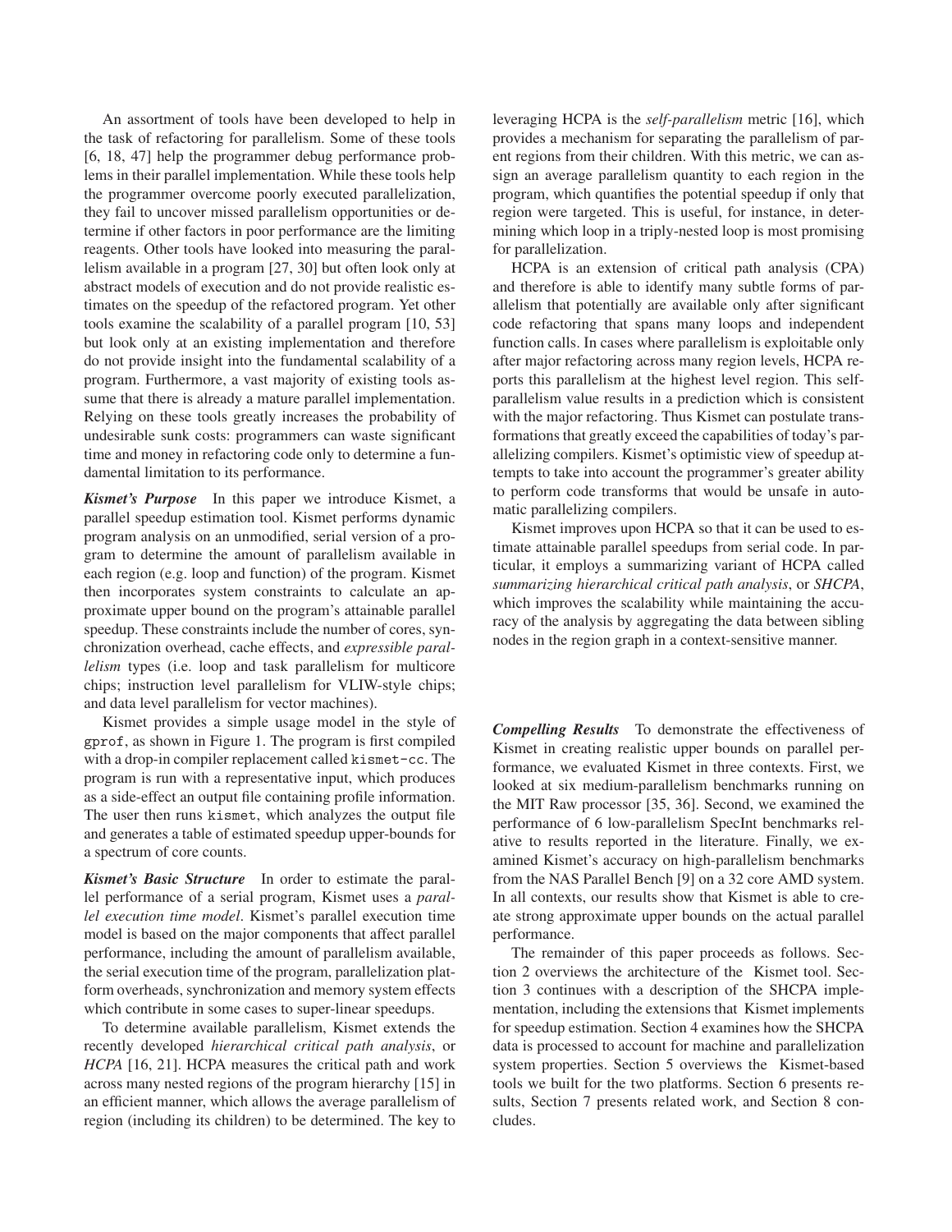An assortment of tools have been developed to help in the task of refactoring for parallelism. Some of these tools [6, 18, 47] help the programmer debug performance problems in their parallel implementation. While these tools help the programmer overcome poorly executed parallelization, they fail to uncover missed parallelism opportunities or determine if other factors in poor performance are the limiting reagents. Other tools have looked into measuring the parallelism available in a program [27, 30] but often look only at abstract models of execution and do not provide realistic estimates on the speedup of the refactored program. Yet other tools examine the scalability of a parallel program [10, 53] but look only at an existing implementation and therefore do not provide insight into the fundamental scalability of a program. Furthermore, a vast majority of existing tools assume that there is already a mature parallel implementation. Relying on these tools greatly increases the probability of undesirable sunk costs: programmers can waste significant time and money in refactoring code only to determine a fundamental limitation to its performance.

***Kismet's Purpose*** In this paper we introduce Kismet, a parallel speedup estimation tool. Kismet performs dynamic program analysis on an unmodified, serial version of a program to determine the amount of parallelism available in each region (e.g. loop and function) of the program. Kismet then incorporates system constraints to calculate an approximate upper bound on the program's attainable parallel speedup. These constraints include the number of cores, synchronization overhead, cache effects, and *expressible parallelism* types (i.e. loop and task parallelism for multicore chips; instruction level parallelism for VLIW-style chips; and data level parallelism for vector machines).

Kismet provides a simple usage model in the style of `gprof`, as shown in Figure 1. The program is first compiled with a drop-in compiler replacement called `kismet-cc`. The program is run with a representative input, which produces as a side-effect an output file containing profile information. The user then runs `kismet`, which analyzes the output file and generates a table of estimated speedup upper-bounds for a spectrum of core counts.

***Kismet's Basic Structure*** In order to estimate the parallel performance of a serial program, Kismet uses a *parallel execution time model*. Kismet's parallel execution time model is based on the major components that affect parallel performance, including the amount of parallelism available, the serial execution time of the program, parallelization platform overheads, synchronization and memory system effects which contribute in some cases to super-linear speedups.

To determine available parallelism, Kismet extends the recently developed *hierarchical critical path analysis*, or *HCPA* [16, 21]. HCPA measures the critical path and work across many nested regions of the program hierarchy [15] in an efficient manner, which allows the average parallelism of region (including its children) to be determined. The key to leveraging HCPA is the *self-parallelism* metric [16], which provides a mechanism for separating the parallelism of parent regions from their children. With this metric, we can assign an average parallelism quantity to each region in the program, which quantifies the potential speedup if only that region were targeted. This is useful, for instance, in determining which loop in a triply-nested loop is most promising for parallelization.

HCPA is an extension of critical path analysis (CPA) and therefore is able to identify many subtle forms of parallelism that potentially are available only after significant code refactoring that spans many loops and independent function calls. In cases where parallelism is exploitable only after major refactoring across many region levels, HCPA reports this parallelism at the highest level region. This self-parallelism value results in a prediction which is consistent with the major refactoring. Thus Kismet can postulate transformations that greatly exceed the capabilities of today's parallelizing compilers. Kismet's optimistic view of speedup attempts to take into account the programmer's greater ability to perform code transforms that would be unsafe in automatic parallelizing compilers.

Kismet improves upon HCPA so that it can be used to estimate attainable parallel speedups from serial code. In particular, it employs a summarizing variant of HCPA called *summarizing hierarchical critical path analysis*, or *SHCPA*, which improves the scalability while maintaining the accuracy of the analysis by aggregating the data between sibling nodes in the region graph in a context-sensitive manner.

***Compelling Results*** To demonstrate the effectiveness of Kismet in creating realistic upper bounds on parallel performance, we evaluated Kismet in three contexts. First, we looked at six medium-parallelism benchmarks running on the MIT Raw processor [35, 36]. Second, we examined the performance of 6 low-parallelism SpecInt benchmarks relative to results reported in the literature. Finally, we examined Kismet's accuracy on high-parallelism benchmarks from the NAS Parallel Bench [9] on a 32 core AMD system. In all contexts, our results show that Kismet is able to create strong approximate upper bounds on the actual parallel performance.

The remainder of this paper proceeds as follows. Section 2 overviews the architecture of the Kismet tool. Section 3 continues with a description of the SHCPA implementation, including the extensions that Kismet implements for speedup estimation. Section 4 examines how the SHCPA data is processed to account for machine and parallelization system properties. Section 5 overviews the Kismet-based tools we built for the two platforms. Section 6 presents results, Section 7 presents related work, and Section 8 concludes.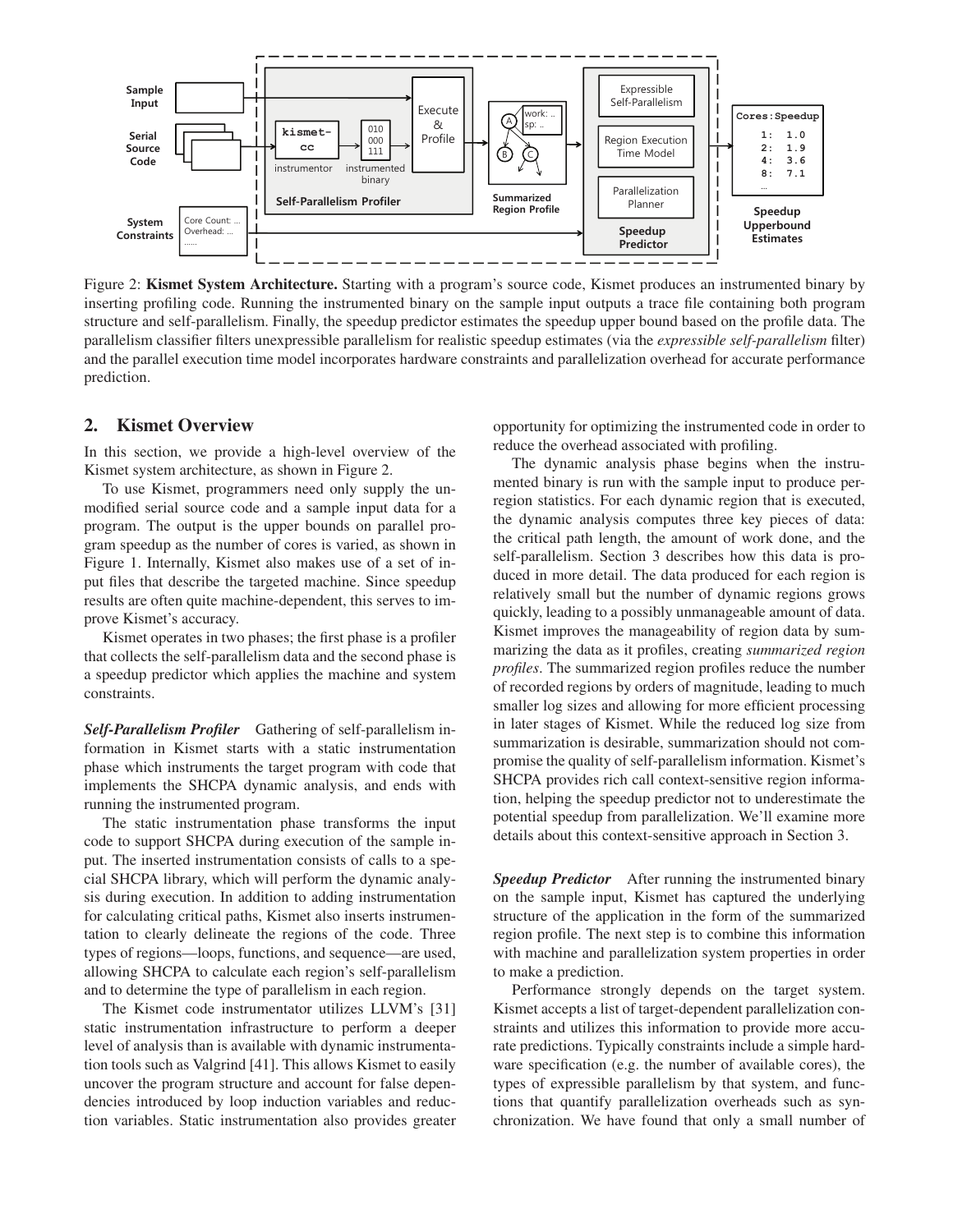Figure 2: **Kismet System Architecture.** Starting with a program's source code, Kismet produces an instrumented binary by inserting profiling code. Running the instrumented binary on the sample input outputs a trace file containing both program structure and self-parallelism. Finally, the speedup predictor estimates the speedup upper bound based on the profile data. The parallelism classifier filters unexpressible parallelism for realistic speedup estimates (via the *expressible self-parallelism* filter) and the parallel execution time model incorporates hardware constraints and parallelization overhead for accurate performance prediction.

## 2. Kismet Overview

In this section, we provide a high-level overview of the Kismet system architecture, as shown in Figure 2.

To use Kismet, programmers need only supply the unmodified serial source code and a sample input data for a program. The output is the upper bounds on parallel program speedup as the number of cores is varied, as shown in Figure 1. Internally, Kismet also makes use of a set of input files that describe the targeted machine. Since speedup results are often quite machine-dependent, this serves to improve Kismet's accuracy.

Kismet operates in two phases; the first phase is a profiler that collects the self-parallelism data and the second phase is a speedup predictor which applies the machine and system constraints.

***Self-Parallelism Profiler*** Gathering of self-parallelism information in Kismet starts with a static instrumentation phase which instruments the target program with code that implements the SHCPA dynamic analysis, and ends with running the instrumented program.

The static instrumentation phase transforms the input code to support SHCPA during execution of the sample input. The inserted instrumentation consists of calls to a special SHCPA library, which will perform the dynamic analysis during execution. In addition to adding instrumentation for calculating critical paths, Kismet also inserts instrumentation to clearly delineate the regions of the code. Three types of regions—loops, functions, and sequence—are used, allowing SHCPA to calculate each region's self-parallelism and to determine the type of parallelism in each region.

The Kismet code instrumentator utilizes LLVM's [31] static instrumentation infrastructure to perform a deeper level of analysis than is available with dynamic instrumentation tools such as Valgrind [41]. This allows Kismet to easily uncover the program structure and account for false dependencies introduced by loop induction variables and reduction variables. Static instrumentation also provides greater opportunity for optimizing the instrumented code in order to reduce the overhead associated with profiling.

The dynamic analysis phase begins when the instrumented binary is run with the sample input to produce per-region statistics. For each dynamic region that is executed, the dynamic analysis computes three key pieces of data: the critical path length, the amount of work done, and the self-parallelism. Section 3 describes how this data is produced in more detail. The data produced for each region is relatively small but the number of dynamic regions grows quickly, leading to a possibly unmanageable amount of data. Kismet improves the manageability of region data by summarizing the data as it profiles, creating *summarized region profiles*. The summarized region profiles reduce the number of recorded regions by orders of magnitude, leading to much smaller log sizes and allowing for more efficient processing in later stages of Kismet. While the reduced log size from summarization is desirable, summarization should not compromise the quality of self-parallelism information. Kismet's SHCPA provides rich call context-sensitive region information, helping the speedup predictor not to underestimate the potential speedup from parallelization. We'll examine more details about this context-sensitive approach in Section 3.

***Speedup Predictor*** After running the instrumented binary on the sample input, Kismet has captured the underlying structure of the application in the form of the summarized region profile. The next step is to combine this information with machine and parallelization system properties in order to make a prediction.

Performance strongly depends on the target system. Kismet accepts a list of target-dependent parallelization constraints and utilizes this information to provide more accurate predictions. Typically constraints include a simple hardware specification (e.g. the number of available cores), the types of expressible parallelism by that system, and functions that quantify parallelization overheads such as synchronization. We have found that only a small number of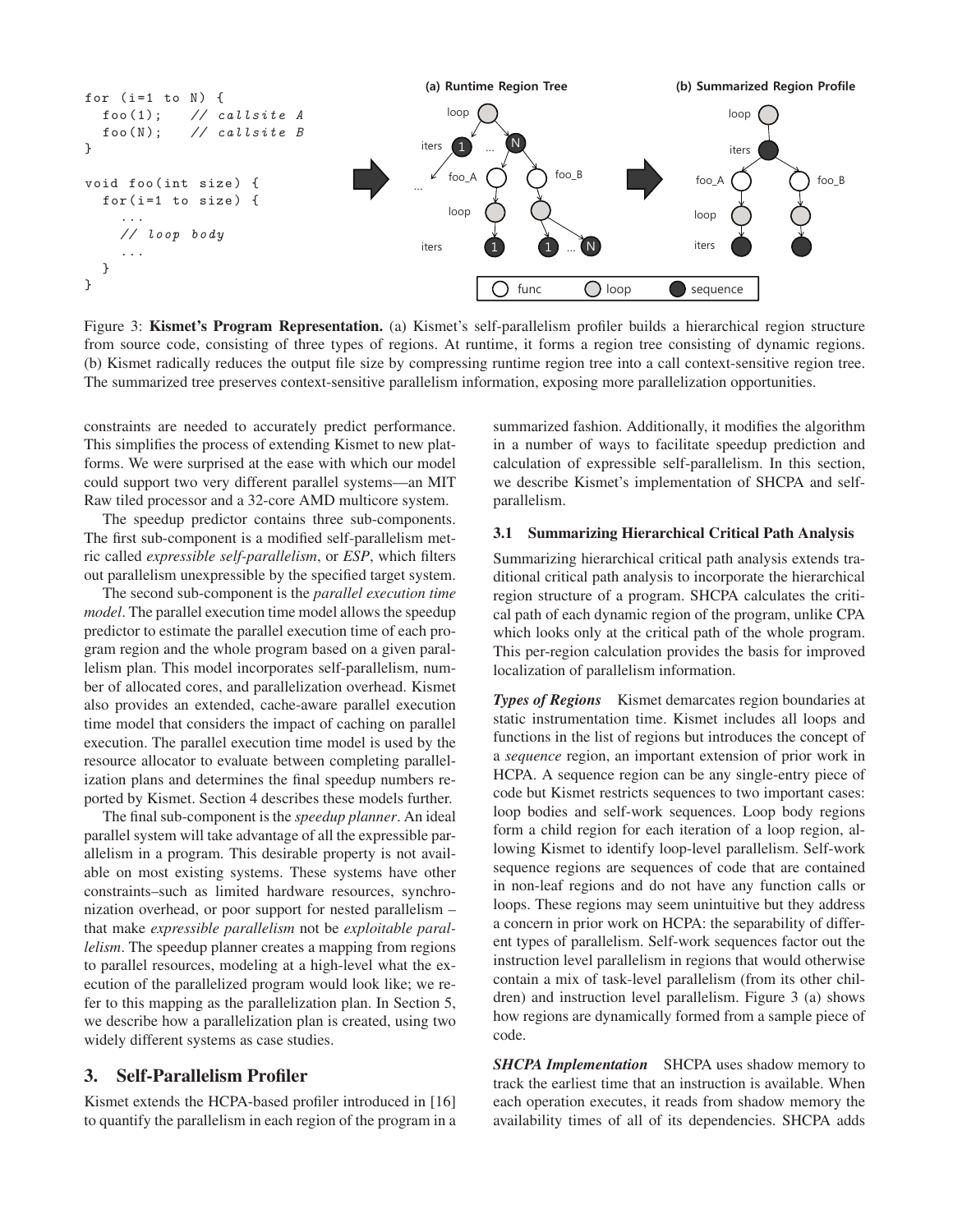```
for (i=1 to N) {
  foo(1);   // callsite A
  foo(N);   // callsite B
}

void foo(int size) {
  for(i=1 to size) {
    ...
    // loop body
    ...
  }
}
```

Figure 3: **Kismet's Program Representation.** (a) Kismet's self-parallelism profiler builds a hierarchical region structure from source code, consisting of three types of regions. At runtime, it forms a region tree consisting of dynamic regions. (b) Kismet radically reduces the output file size by compressing runtime region tree into a call context-sensitive region tree. The summarized tree preserves context-sensitive parallelism information, exposing more parallelization opportunities.

constraints are needed to accurately predict performance. This simplifies the process of extending Kismet to new platforms. We were surprised at the ease with which our model could support two very different parallel systems—an MIT Raw tiled processor and a 32-core AMD multicore system.

The speedup predictor contains three sub-components. The first sub-component is a modified self-parallelism metric called *expressible self-parallelism*, or *ESP*, which filters out parallelism unexpressible by the specified target system.

The second sub-component is the *parallel execution time model*. The parallel execution time model allows the speedup predictor to estimate the parallel execution time of each program region and the whole program based on a given parallelism plan. This model incorporates self-parallelism, number of allocated cores, and parallelization overhead. Kismet also provides an extended, cache-aware parallel execution time model that considers the impact of caching on parallel execution. The parallel execution time model is used by the resource allocator to evaluate between completing parallelization plans and determines the final speedup numbers reported by Kismet. Section 4 describes these models further.

The final sub-component is the *speedup planner*. An ideal parallel system will take advantage of all the expressible parallelism in a program. This desirable property is not available on most existing systems. These systems have other constraints–such as limited hardware resources, synchronization overhead, or poor support for nested parallelism – that make *expressible parallelism* not be *exploitable parallelism*. The speedup planner creates a mapping from regions to parallel resources, modeling at a high-level what the execution of the parallelized program would look like; we refer to this mapping as the parallelization plan. In Section 5, we describe how a parallelization plan is created, using two widely different systems as case studies.

## 3. Self-Parallelism Profiler

Kismet extends the HCPA-based profiler introduced in [16] to quantify the parallelism in each region of the program in a summarized fashion. Additionally, it modifies the algorithm in a number of ways to facilitate speedup prediction and calculation of expressible self-parallelism. In this section, we describe Kismet's implementation of SHCPA and self-parallelism.

### 3.1 Summarizing Hierarchical Critical Path Analysis

Summarizing hierarchical critical path analysis extends traditional critical path analysis to incorporate the hierarchical region structure of a program. SHCPA calculates the critical path of each dynamic region of the program, unlike CPA which looks only at the critical path of the whole program. This per-region calculation provides the basis for improved localization of parallelism information.

***Types of Regions*** Kismet demarcates region boundaries at static instrumentation time. Kismet includes all loops and functions in the list of regions but introduces the concept of a *sequence* region, an important extension of prior work in HCPA. A sequence region can be any single-entry piece of code but Kismet restricts sequences to two important cases: loop bodies and self-work sequences. Loop body regions form a child region for each iteration of a loop region, allowing Kismet to identify loop-level parallelism. Self-work sequence regions are sequences of code that are contained in non-leaf regions and do not have any function calls or loops. These regions may seem unintuitive but they address a concern in prior work on HCPA: the separability of different types of parallelism. Self-work sequences factor out the instruction level parallelism in regions that would otherwise contain a mix of task-level parallelism (from its other children) and instruction level parallelism. Figure 3 (a) shows how regions are dynamically formed from a sample piece of code.

***SHCPA Implementation*** SHCPA uses shadow memory to track the earliest time that an instruction is available. When each operation executes, it reads from shadow memory the availability times of all of its dependencies. SHCPA adds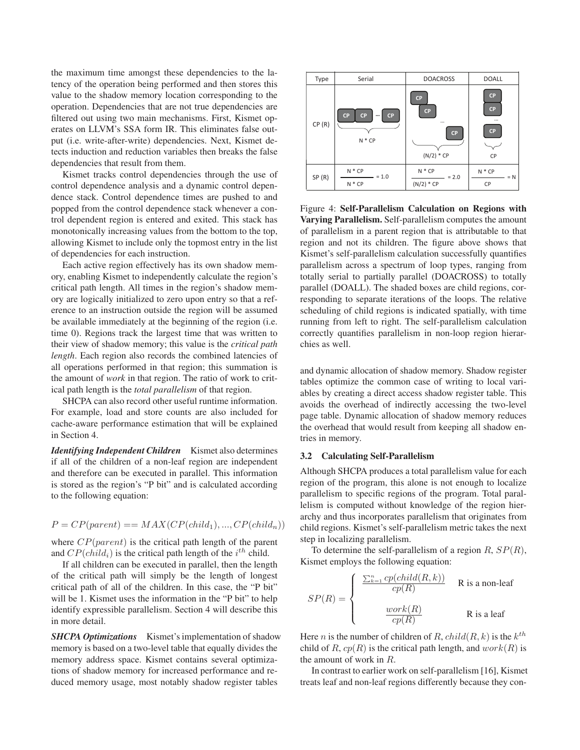the maximum time amongst these dependencies to the latency of the operation being performed and then stores this value to the shadow memory location corresponding to the operation. Dependencies that are not true dependencies are filtered out using two main mechanisms. First, Kismet operates on LLVM's SSA form IR. This eliminates false output (i.e. write-after-write) dependencies. Next, Kismet detects induction and reduction variables then breaks the false dependencies that result from them.

Kismet tracks control dependencies through the use of control dependence analysis and a dynamic control dependence stack. Control dependence times are pushed to and popped from the control dependence stack whenever a control dependent region is entered and exited. This stack has monotonically increasing values from the bottom to the top, allowing Kismet to include only the topmost entry in the list of dependencies for each instruction.

Each active region effectively has its own shadow memory, enabling Kismet to independently calculate the region's critical path length. All times in the region's shadow memory are logically initialized to zero upon entry so that a reference to an instruction outside the region will be assumed be available immediately at the beginning of the region (i.e. time 0). Regions track the largest time that was written to their view of shadow memory; this value is the *critical path length*. Each region also records the combined latencies of all operations performed in that region; this summation is the amount of *work* in that region. The ratio of work to critical path length is the *total parallelism* of that region.

SHCPA can also record other useful runtime information. For example, load and store counts are also included for cache-aware performance estimation that will be explained in Section 4.

***Identifying Independent Children*** Kismet also determines if all of the children of a non-leaf region are independent and therefore can be executed in parallel. This information is stored as the region's "P bit" and is calculated according to the following equation:

$$P = CP(parent) == MAX(CP(child_1), ..., CP(child_n))$$

where $CP(parent)$ is the critical path length of the parent and $CP(child_i)$ is the critical path length of the $i^{th}$ child.

If all children can be executed in parallel, then the length of the critical path will simply be the length of longest critical path of all of the children. In this case, the "P bit" will be 1. Kismet uses the information in the "P bit" to help identify expressible parallelism. Section 4 will describe this in more detail.

***SHCPA Optimizations*** Kismet's implementation of shadow memory is based on a two-level table that equally divides the memory address space. Kismet contains several optimizations of shadow memory for increased performance and reduced memory usage, most notably shadow register tables and dynamic allocation of shadow memory. Shadow register tables optimize the common case of writing to local variables by creating a direct access shadow register table. This avoids the overhead of indirectly accessing the two-level page table. Dynamic allocation of shadow memory reduces the overhead that would result from keeping all shadow entries in memory.

| Type | Serial | DOACROSS | DOALL |
|---|---|---|---|
| CP (R) | N * CP | (N/2) * CP | CP |
| SP (R) | (N * CP) / (N * CP) = 1.0 | (N * CP) / ((N/2) * CP) = 2.0 | (N * CP) / CP = N |

Figure 4: **Self-Parallelism Calculation on Regions with Varying Parallelism.** Self-parallelism computes the amount of parallelism in a parent region that is attributable to that region and not its children. The figure above shows that Kismet's self-parallelism calculation successfully quantifies parallelism across a spectrum of loop types, ranging from totally serial to partially parallel (DOACROSS) to totally parallel (DOALL). The shaded boxes are child regions, corresponding to separate iterations of the loops. The relative scheduling of child regions is indicated spatially, with time running from left to right. The self-parallelism calculation correctly quantifies parallelism in non-loop region hierarchies as well.

### 3.2 Calculating Self-Parallelism

Although SHCPA produces a total parallelism value for each region of the program, this alone is not enough to localize parallelism to specific regions of the program. Total parallelism is computed without knowledge of the region hierarchy and thus incorporates parallelism that originates from child regions. Kismet's self-parallelism metric takes the next step in localizing parallelism.

To determine the self-parallelism of a region $R$, $SP(R)$, Kismet employs the following equation:

$$SP(R) = \begin{cases} \dfrac{\sum_{k=1}^{n} cp(child(R,k))}{cp(R)} & \text{R is a non-leaf} \\[2ex] \dfrac{work(R)}{cp(R)} & \text{R is a leaf} \end{cases}$$

Here $n$ is the number of children of $R$, $child(R, k)$ is the $k^{th}$ child of $R$, $cp(R)$ is the critical path length, and $work(R)$ is the amount of work in $R$.

In contrast to earlier work on self-parallelism [16], Kismet treats leaf and non-leaf regions differently because they con-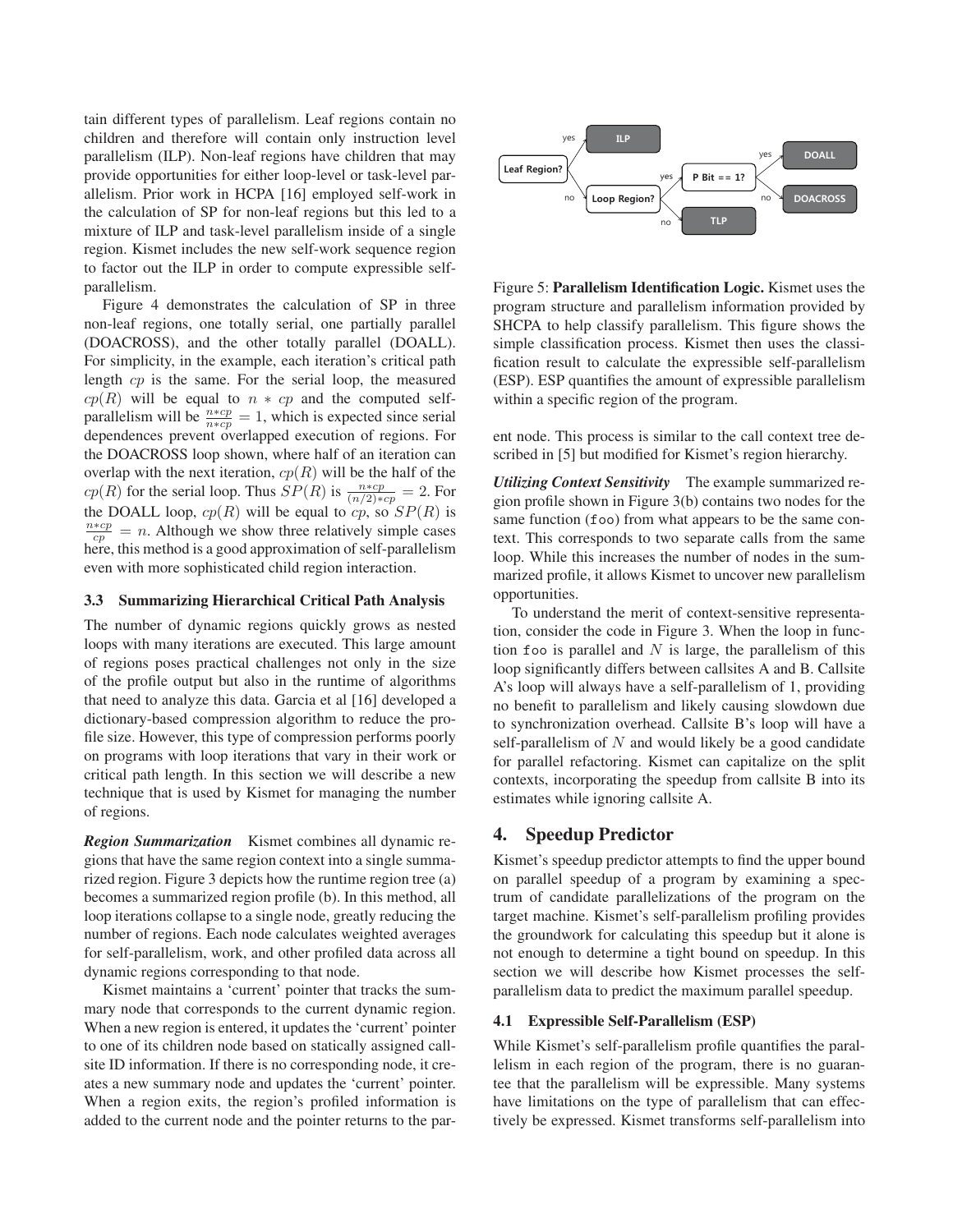tain different types of parallelism. Leaf regions contain no children and therefore will contain only instruction level parallelism (ILP). Non-leaf regions have children that may provide opportunities for either loop-level or task-level parallelism. Prior work in HCPA [16] employed self-work in the calculation of SP for non-leaf regions but this led to a mixture of ILP and task-level parallelism inside of a single region. Kismet includes the new self-work sequence region to factor out the ILP in order to compute expressible self-parallelism.

Figure 4 demonstrates the calculation of SP in three non-leaf regions, one totally serial, one partially parallel (DOACROSS), and the other totally parallel (DOALL). For simplicity, in the example, each iteration's critical path length $cp$ is the same. For the serial loop, the measured $cp(R)$ will be equal to $n * cp$ and the computed self-parallelism will be $\frac{n*cp}{n*cp} = 1$, which is expected since serial dependences prevent overlapped execution of regions. For the DOACROSS loop shown, where half of an iteration can overlap with the next iteration, $cp(R)$ will be the half of the $cp(R)$ for the serial loop. Thus $SP(R)$ is $\frac{n*cp}{(n/2)*cp} = 2$. For the DOALL loop, $cp(R)$ will be equal to $cp$, so $SP(R)$ is $\frac{n*cp}{cp} = n$. Although we show three relatively simple cases here, this method is a good approximation of self-parallelism even with more sophisticated child region interaction.

### 3.3 Summarizing Hierarchical Critical Path Analysis

The number of dynamic regions quickly grows as nested loops with many iterations are executed. This large amount of regions poses practical challenges not only in the size of the profile output but also in the runtime of algorithms that need to analyze this data. Garcia et al [16] developed a dictionary-based compression algorithm to reduce the profile size. However, this type of compression performs poorly on programs with loop iterations that vary in their work or critical path length. In this section we will describe a new technique that is used by Kismet for managing the number of regions.

***Region Summarization*** Kismet combines all dynamic regions that have the same region context into a single summarized region. Figure 3 depicts how the runtime region tree (a) becomes a summarized region profile (b). In this method, all loop iterations collapse to a single node, greatly reducing the number of regions. Each node calculates weighted averages for self-parallelism, work, and other profiled data across all dynamic regions corresponding to that node.

Kismet maintains a 'current' pointer that tracks the summary node that corresponds to the current dynamic region. When a new region is entered, it updates the 'current' pointer to one of its children node based on statically assigned callsite ID information. If there is no corresponding node, it creates a new summary node and updates the 'current' pointer. When a region exits, the region's profiled information is added to the current node and the pointer returns to the parent node. This process is similar to the call context tree described in [5] but modified for Kismet's region hierarchy.

Figure 5: **Parallelism Identification Logic.** Kismet uses the program structure and parallelism information provided by SHCPA to help classify parallelism. This figure shows the simple classification process. Kismet then uses the classification result to calculate the expressible self-parallelism (ESP). ESP quantifies the amount of expressible parallelism within a specific region of the program.

***Utilizing Context Sensitivity*** The example summarized region profile shown in Figure 3(b) contains two nodes for the same function (`foo`) from what appears to be the same context. This corresponds to two separate calls from the same loop. While this increases the number of nodes in the summarized profile, it allows Kismet to uncover new parallelism opportunities.

To understand the merit of context-sensitive representation, consider the code in Figure 3. When the loop in function `foo` is parallel and $N$ is large, the parallelism of this loop significantly differs between callsites A and B. Callsite A's loop will always have a self-parallelism of 1, providing no benefit to parallelism and likely causing slowdown due to synchronization overhead. Callsite B's loop will have a self-parallelism of $N$ and would likely be a good candidate for parallel refactoring. Kismet can capitalize on the split contexts, incorporating the speedup from callsite B into its estimates while ignoring callsite A.

## 4. Speedup Predictor

Kismet's speedup predictor attempts to find the upper bound on parallel speedup of a program by examining a spectrum of candidate parallelizations of the program on the target machine. Kismet's self-parallelism profiling provides the groundwork for calculating this speedup but it alone is not enough to determine a tight bound on speedup. In this section we will describe how Kismet processes the self-parallelism data to predict the maximum parallel speedup.

### 4.1 Expressible Self-Parallelism (ESP)

While Kismet's self-parallelism profile quantifies the parallelism in each region of the program, there is no guarantee that the parallelism will be expressible. Many systems have limitations on the type of parallelism that can effectively be expressed. Kismet transforms self-parallelism into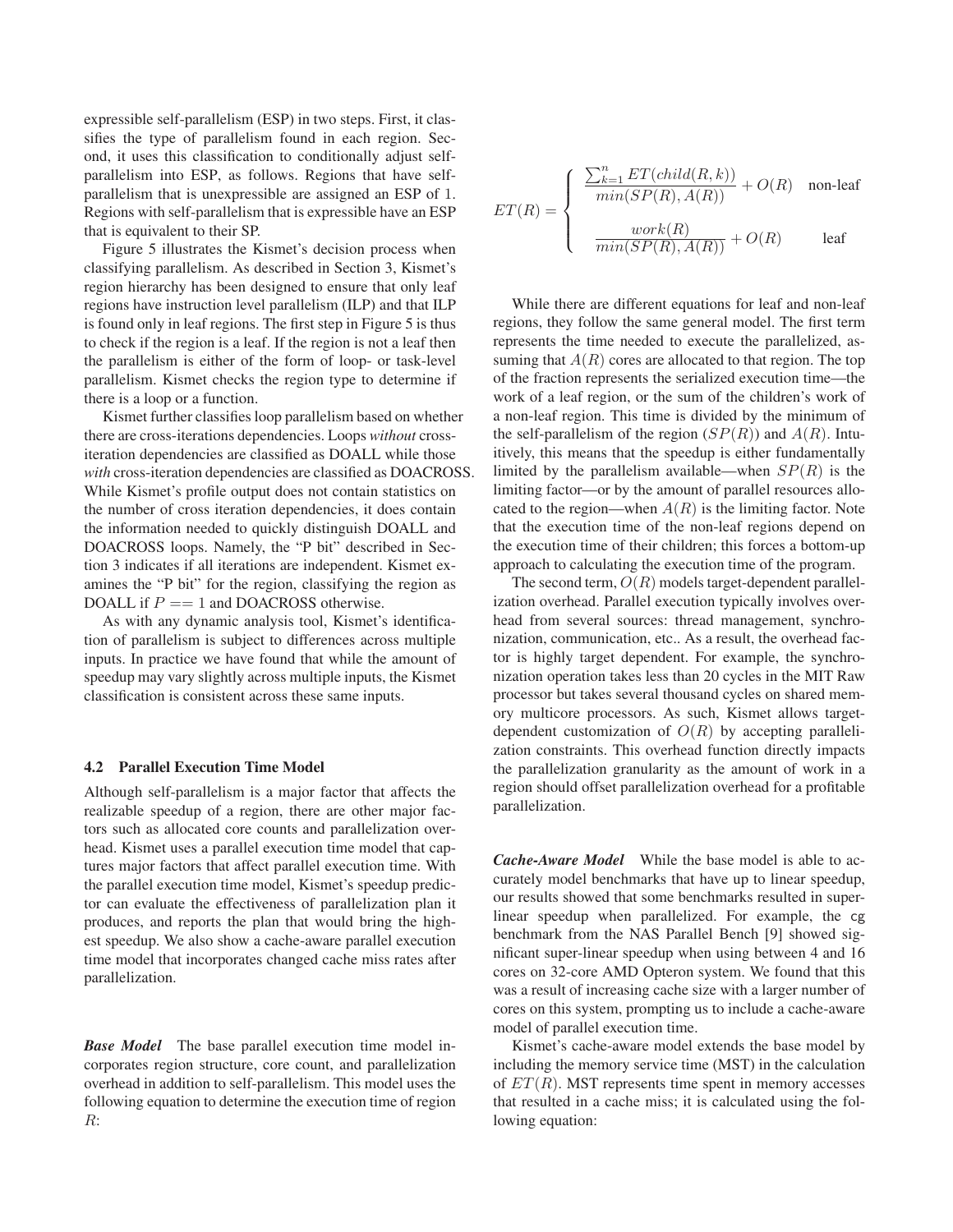expressible self-parallelism (ESP) in two steps. First, it classifies the type of parallelism found in each region. Second, it uses this classification to conditionally adjust self-parallelism into ESP, as follows. Regions that have self-parallelism that is unexpressible are assigned an ESP of 1. Regions with self-parallelism that is expressible have an ESP that is equivalent to their SP.

Figure 5 illustrates the Kismet's decision process when classifying parallelism. As described in Section 3, Kismet's region hierarchy has been designed to ensure that only leaf regions have instruction level parallelism (ILP) and that ILP is found only in leaf regions. The first step in Figure 5 is thus to check if the region is a leaf. If the region is not a leaf then the parallelism is either of the form of loop- or task-level parallelism. Kismet checks the region type to determine if there is a loop or a function.

Kismet further classifies loop parallelism based on whether there are cross-iterations dependencies. Loops *without* cross-iteration dependencies are classified as DOALL while those *with* cross-iteration dependencies are classified as DOACROSS. While Kismet's profile output does not contain statistics on the number of cross iteration dependencies, it does contain the information needed to quickly distinguish DOALL and DOACROSS loops. Namely, the "P bit" described in Section 3 indicates if all iterations are independent. Kismet examines the "P bit" for the region, classifying the region as DOALL if $P == 1$ and DOACROSS otherwise.

As with any dynamic analysis tool, Kismet's identification of parallelism is subject to differences across multiple inputs. In practice we have found that while the amount of speedup may vary slightly across multiple inputs, the Kismet classification is consistent across these same inputs.

### 4.2 Parallel Execution Time Model

Although self-parallelism is a major factor that affects the realizable speedup of a region, there are other major factors such as allocated core counts and parallelization overhead. Kismet uses a parallel execution time model that captures major factors that affect parallel execution time. With the parallel execution time model, Kismet's speedup predictor can evaluate the effectiveness of parallelization plan it produces, and reports the plan that would bring the highest speedup. We also show a cache-aware parallel execution time model that incorporates changed cache miss rates after parallelization.

***Base Model*** The base parallel execution time model incorporates region structure, core count, and parallelization overhead in addition to self-parallelism. This model uses the following equation to determine the execution time of region $R$:

$$ET(R) = \begin{cases} \dfrac{\sum_{k=1}^{n} ET(child(R,k))}{min(SP(R), A(R))} + O(R) & \text{non-leaf} \\[2ex] \dfrac{work(R)}{min(SP(R), A(R))} + O(R) & \text{leaf} \end{cases}$$

While there are different equations for leaf and non-leaf regions, they follow the same general model. The first term represents the time needed to execute the parallelized, assuming that $A(R)$ cores are allocated to that region. The top of the fraction represents the serialized execution time—the work of a leaf region, or the sum of the children's work of a non-leaf region. This time is divided by the minimum of the self-parallelism of the region ($SP(R)$) and $A(R)$. Intuitively, this means that the speedup is either fundamentally limited by the parallelism available—when $SP(R)$ is the limiting factor—or by the amount of parallel resources allocated to the region—when $A(R)$ is the limiting factor. Note that the execution time of the non-leaf regions depend on the execution time of their children; this forces a bottom-up approach to calculating the execution time of the program.

The second term, $O(R)$ models target-dependent parallelization overhead. Parallel execution typically involves overhead from several sources: thread management, synchronization, communication, etc.. As a result, the overhead factor is highly target dependent. For example, the synchronization operation takes less than 20 cycles in the MIT Raw processor but takes several thousand cycles on shared memory multicore processors. As such, Kismet allows target-dependent customization of $O(R)$ by accepting parallelization constraints. This overhead function directly impacts the parallelization granularity as the amount of work in a region should offset parallelization overhead for a profitable parallelization.

***Cache-Aware Model*** While the base model is able to accurately model benchmarks that have up to linear speedup, our results showed that some benchmarks resulted in super-linear speedup when parallelized. For example, the cg benchmark from the NAS Parallel Bench [9] showed significant super-linear speedup when using between 4 and 16 cores on 32-core AMD Opteron system. We found that this was a result of increasing cache size with a larger number of cores on this system, prompting us to include a cache-aware model of parallel execution time.

Kismet's cache-aware model extends the base model by including the memory service time (MST) in the calculation of $ET(R)$. MST represents time spent in memory accesses that resulted in a cache miss; it is calculated using the following equation: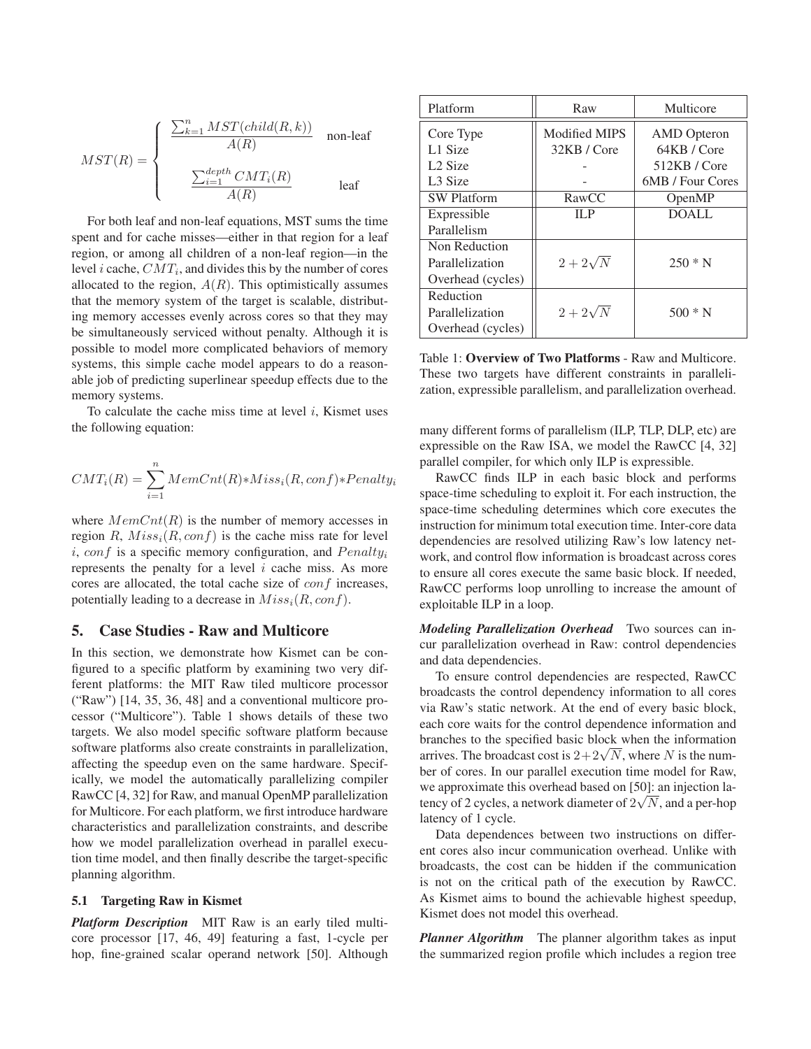$$
MST(R) = \begin{cases} \dfrac{\sum_{k=1}^{n} MST(child(R,k))}{A(R)} & \text{non-leaf} \\[2ex] \dfrac{\sum_{i=1}^{depth} CMT_i(R)}{A(R)} & \text{leaf} \end{cases}
$$

For both leaf and non-leaf equations, MST sums the time spent and for cache misses—either in that region for a leaf region, or among all children of a non-leaf region—in the level $i$ cache, $CMT_i$, and divides this by the number of cores allocated to the region, $A(R)$. This optimistically assumes that the memory system of the target is scalable, distributing memory accesses evenly across cores so that they may be simultaneously serviced without penalty. Although it is possible to model more complicated behaviors of memory systems, this simple cache model appears to do a reasonable job of predicting superlinear speedup effects due to the memory systems.

To calculate the cache miss time at level $i$, Kismet uses the following equation:

$$
CMT_i(R) = \sum_{i=1}^{n} MemCnt(R) * Miss_i(R, conf) * Penalty_i
$$

where $MemCnt(R)$ is the number of memory accesses in region $R$, $Miss_i(R, conf)$ is the cache miss rate for level $i$, $conf$ is a specific memory configuration, and $Penalty_i$ represents the penalty for a level $i$ cache miss. As more cores are allocated, the total cache size of $conf$ increases, potentially leading to a decrease in $Miss_i(R, conf)$.

## 5. Case Studies - Raw and Multicore

In this section, we demonstrate how Kismet can be configured to a specific platform by examining two very different platforms: the MIT Raw tiled multicore processor ("Raw") [14, 35, 36, 48] and a conventional multicore processor ("Multicore"). Table 1 shows details of these two targets. We also model specific software platform because software platforms also create constraints in parallelization, affecting the speedup even on the same hardware. Specifically, we model the automatically parallelizing compiler RawCC [4, 32] for Raw, and manual OpenMP parallelization for Multicore. For each platform, we first introduce hardware characteristics and parallelization constraints, and describe how we model parallelization overhead in parallel execution time model, and then finally describe the target-specific planning algorithm.

| Platform | Raw | Multicore |
|---|---|---|
| Core Type | Modified MIPS | AMD Opteron |
| L1 Size | 32KB / Core | 64KB / Core |
| L2 Size | - | 512KB / Core |
| L3 Size | - | 6MB / Four Cores |
| SW Platform | RawCC | OpenMP |
| Expressible Parallelism | ILP | DOALL |
| Non Reduction Parallelization Overhead (cycles) | $2 + 2\sqrt{N}$ | 250 * N |
| Reduction Parallelization Overhead (cycles) | $2 + 2\sqrt{N}$ | 500 * N |

Table 1: **Overview of Two Platforms** - Raw and Multicore. These two targets have different constraints in parallelization, expressible parallelism, and parallelization overhead.

### 5.1 Targeting Raw in Kismet

***Platform Description*** MIT Raw is an early tiled multicore processor [17, 46, 49] featuring a fast, 1-cycle per hop, fine-grained scalar operand network [50]. Although many different forms of parallelism (ILP, TLP, DLP, etc) are expressible on the Raw ISA, we model the RawCC [4, 32] parallel compiler, for which only ILP is expressible.

RawCC finds ILP in each basic block and performs space-time scheduling to exploit it. For each instruction, the space-time scheduling determines which core executes the instruction for minimum total execution time. Inter-core data dependencies are resolved utilizing Raw's low latency network, and control flow information is broadcast across cores to ensure all cores execute the same basic block. If needed, RawCC performs loop unrolling to increase the amount of exploitable ILP in a loop.

***Modeling Parallelization Overhead*** Two sources can incur parallelization overhead in Raw: control dependencies and data dependencies.

To ensure control dependencies are respected, RawCC broadcasts the control dependency information to all cores via Raw's static network. At the end of every basic block, each core waits for the control dependence information and branches to the specified basic block when the information arrives. The broadcast cost is $2+2\sqrt{N}$, where $N$ is the number of cores. In our parallel execution time model for Raw, we approximate this overhead based on [50]: an injection latency of 2 cycles, a network diameter of $2\sqrt{N}$, and a per-hop latency of 1 cycle.

Data dependences between two instructions on different cores also incur communication overhead. Unlike with broadcasts, the cost can be hidden if the communication is not on the critical path of the execution by RawCC. As Kismet aims to bound the achievable highest speedup, Kismet does not model this overhead.

***Planner Algorithm*** The planner algorithm takes as input the summarized region profile which includes a region tree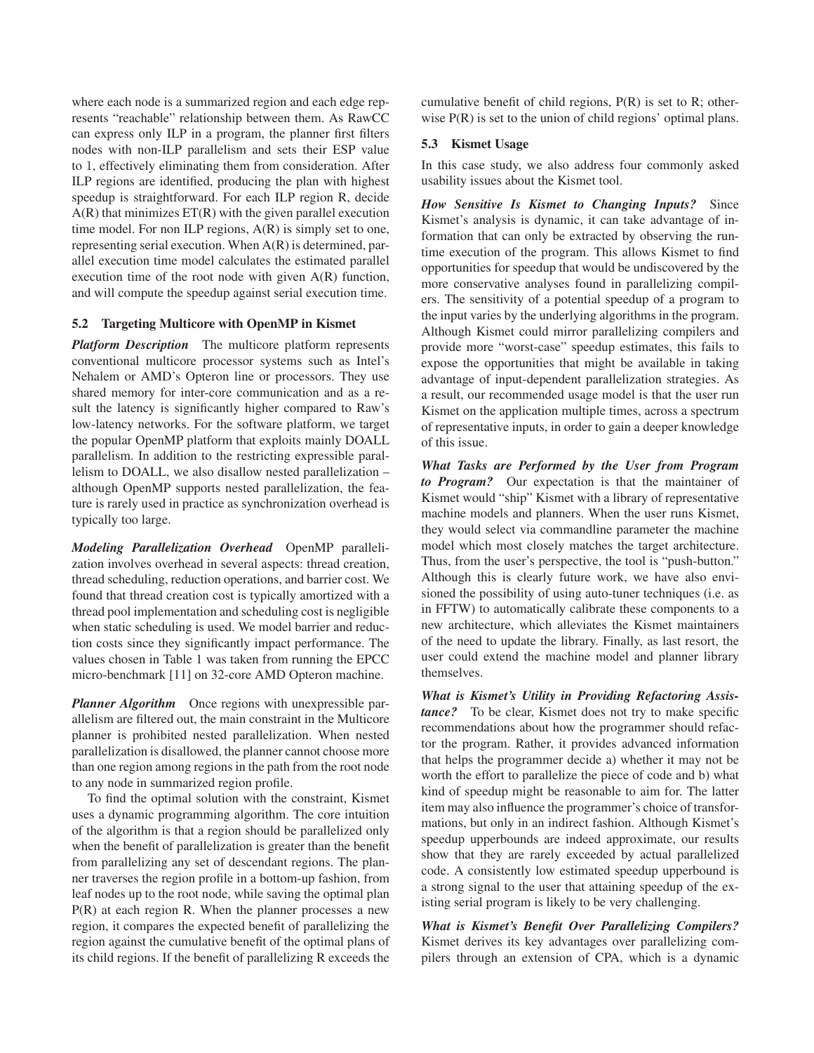where each node is a summarized region and each edge represents "reachable" relationship between them. As RawCC can express only ILP in a program, the planner first filters nodes with non-ILP parallelism and sets their ESP value to 1, effectively eliminating them from consideration. After ILP regions are identified, producing the plan with highest speedup is straightforward. For each ILP region R, decide A(R) that minimizes ET(R) with the given parallel execution time model. For non ILP regions, A(R) is simply set to one, representing serial execution. When A(R) is determined, parallel execution time model calculates the estimated parallel execution time of the root node with given A(R) function, and will compute the speedup against serial execution time.

### 5.2 Targeting Multicore with OpenMP in Kismet

***Platform Description*** The multicore platform represents conventional multicore processor systems such as Intel's Nehalem or AMD's Opteron line or processors. They use shared memory for inter-core communication and as a result the latency is significantly higher compared to Raw's low-latency networks. For the software platform, we target the popular OpenMP platform that exploits mainly DOALL parallelism. In addition to the restricting expressible parallelism to DOALL, we also disallow nested parallelization – although OpenMP supports nested parallelization, the feature is rarely used in practice as synchronization overhead is typically too large.

***Modeling Parallelization Overhead*** OpenMP parallelization involves overhead in several aspects: thread creation, thread scheduling, reduction operations, and barrier cost. We found that thread creation cost is typically amortized with a thread pool implementation and scheduling cost is negligible when static scheduling is used. We model barrier and reduction costs since they significantly impact performance. The values chosen in Table 1 was taken from running the EPCC micro-benchmark [11] on 32-core AMD Opteron machine.

***Planner Algorithm*** Once regions with unexpressible parallelism are filtered out, the main constraint in the Multicore planner is prohibited nested parallelization. When nested parallelization is disallowed, the planner cannot choose more than one region among regions in the path from the root node to any node in summarized region profile.

To find the optimal solution with the constraint, Kismet uses a dynamic programming algorithm. The core intuition of the algorithm is that a region should be parallelized only when the benefit of parallelization is greater than the benefit from parallelizing any set of descendant regions. The planner traverses the region profile in a bottom-up fashion, from leaf nodes up to the root node, while saving the optimal plan P(R) at each region R. When the planner processes a new region, it compares the expected benefit of parallelizing the region against the cumulative benefit of the optimal plans of its child regions. If the benefit of parallelizing R exceeds the cumulative benefit of child regions, P(R) is set to R; otherwise P(R) is set to the union of child regions' optimal plans.

### 5.3 Kismet Usage

In this case study, we also address four commonly asked usability issues about the Kismet tool.

***How Sensitive Is Kismet to Changing Inputs?*** Since Kismet's analysis is dynamic, it can take advantage of information that can only be extracted by observing the runtime execution of the program. This allows Kismet to find opportunities for speedup that would be undiscovered by the more conservative analyses found in parallelizing compilers. The sensitivity of a potential speedup of a program to the input varies by the underlying algorithms in the program. Although Kismet could mirror parallelizing compilers and provide more "worst-case" speedup estimates, this fails to expose the opportunities that might be available in taking advantage of input-dependent parallelization strategies. As a result, our recommended usage model is that the user run Kismet on the application multiple times, across a spectrum of representative inputs, in order to gain a deeper knowledge of this issue.

***What Tasks are Performed by the User from Program to Program?*** Our expectation is that the maintainer of Kismet would "ship" Kismet with a library of representative machine models and planners. When the user runs Kismet, they would select via commandline parameter the machine model which most closely matches the target architecture. Thus, from the user's perspective, the tool is "push-button." Although this is clearly future work, we have also envisioned the possibility of using auto-tuner techniques (i.e. as in FFTW) to automatically calibrate these components to a new architecture, which alleviates the Kismet maintainers of the need to update the library. Finally, as last resort, the user could extend the machine model and planner library themselves.

***What is Kismet's Utility in Providing Refactoring Assistance?*** To be clear, Kismet does not try to make specific recommendations about how the programmer should refactor the program. Rather, it provides advanced information that helps the programmer decide a) whether it may not be worth the effort to parallelize the piece of code and b) what kind of speedup might be reasonable to aim for. The latter item may also influence the programmer's choice of transformations, but only in an indirect fashion. Although Kismet's speedup upperbounds are indeed approximate, our results show that they are rarely exceeded by actual parallelized code. A consistently low estimated speedup upperbound is a strong signal to the user that attaining speedup of the existing serial program is likely to be very challenging.

***What is Kismet's Benefit Over Parallelizing Compilers?*** Kismet derives its key advantages over parallelizing compilers through an extension of CPA, which is a dynamic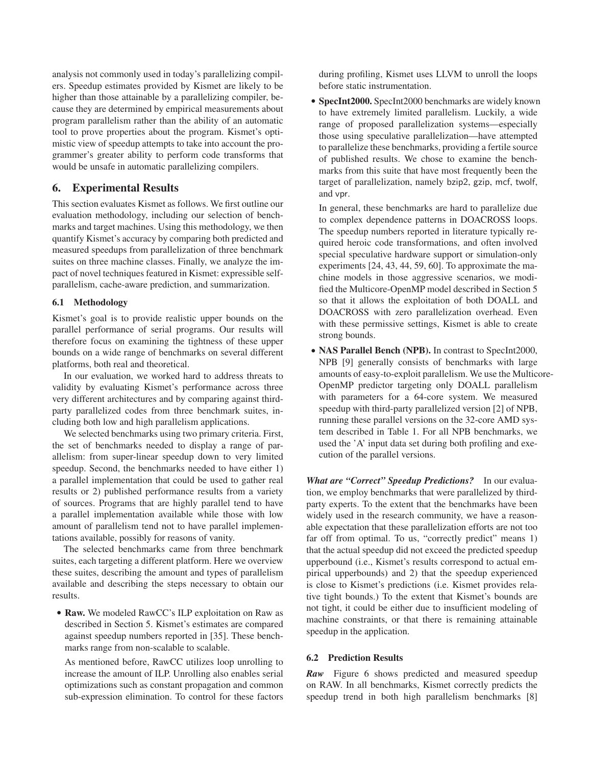analysis not commonly used in today's parallelizing compilers. Speedup estimates provided by Kismet are likely to be higher than those attainable by a parallelizing compiler, because they are determined by empirical measurements about program parallelism rather than the ability of an automatic tool to prove properties about the program. Kismet's optimistic view of speedup attempts to take into account the programmer's greater ability to perform code transforms that would be unsafe in automatic parallelizing compilers.

## 6. Experimental Results

This section evaluates Kismet as follows. We first outline our evaluation methodology, including our selection of benchmarks and target machines. Using this methodology, we then quantify Kismet's accuracy by comparing both predicted and measured speedups from parallelization of three benchmark suites on three machine classes. Finally, we analyze the impact of novel techniques featured in Kismet: expressible self-parallelism, cache-aware prediction, and summarization.

### 6.1 Methodology

Kismet's goal is to provide realistic upper bounds on the parallel performance of serial programs. Our results will therefore focus on examining the tightness of these upper bounds on a wide range of benchmarks on several different platforms, both real and theoretical.

In our evaluation, we worked hard to address threats to validity by evaluating Kismet's performance across three very different architectures and by comparing against third-party parallelized codes from three benchmark suites, including both low and high parallelism applications.

We selected benchmarks using two primary criteria. First, the set of benchmarks needed to display a range of parallelism: from super-linear speedup down to very limited speedup. Second, the benchmarks needed to have either 1) a parallel implementation that could be used to gather real results or 2) published performance results from a variety of sources. Programs that are highly parallel tend to have a parallel implementation available while those with low amount of parallelism tend not to have parallel implementations available, possibly for reasons of vanity.

The selected benchmarks came from three benchmark suites, each targeting a different platform. Here we overview these suites, describing the amount and types of parallelism available and describing the steps necessary to obtain our results.

- **Raw.** We modeled RawCC's ILP exploitation on Raw as described in Section 5. Kismet's estimates are compared against speedup numbers reported in [35]. These benchmarks range from non-scalable to scalable.

  As mentioned before, RawCC utilizes loop unrolling to increase the amount of ILP. Unrolling also enables serial optimizations such as constant propagation and common sub-expression elimination. To control for these factors during profiling, Kismet uses LLVM to unroll the loops before static instrumentation.

- **SpecInt2000.** SpecInt2000 benchmarks are widely known to have extremely limited parallelism. Luckily, a wide range of proposed parallelization systems—especially those using speculative parallelization—have attempted to parallelize these benchmarks, providing a fertile source of published results. We chose to examine the benchmarks from this suite that have most frequently been the target of parallelization, namely bzip2, gzip, mcf, twolf, and vpr.

  In general, these benchmarks are hard to parallelize due to complex dependence patterns in DOACROSS loops. The speedup numbers reported in literature typically required heroic code transformations, and often involved special speculative hardware support or simulation-only experiments [24, 43, 44, 59, 60]. To approximate the machine models in those aggressive scenarios, we modified the Multicore-OpenMP model described in Section 5 so that it allows the exploitation of both DOALL and DOACROSS with zero parallelization overhead. Even with these permissive settings, Kismet is able to create strong bounds.

- **NAS Parallel Bench (NPB).** In contrast to SpecInt2000, NPB [9] generally consists of benchmarks with large amounts of easy-to-exploit parallelism. We use the Multicore-OpenMP predictor targeting only DOALL parallelism with parameters for a 64-core system. We measured speedup with third-party parallelized version [2] of NPB, running these parallel versions on the 32-core AMD system described in Table 1. For all NPB benchmarks, we used the 'A' input data set during both profiling and execution of the parallel versions.

***What are "Correct" Speedup Predictions?*** In our evaluation, we employ benchmarks that were parallelized by third-party experts. To the extent that the benchmarks have been widely used in the research community, we have a reasonable expectation that these parallelization efforts are not too far off from optimal. To us, "correctly predict" means 1) that the actual speedup did not exceed the predicted speedup upperbound (i.e., Kismet's results correspond to actual empirical upperbounds) and 2) that the speedup experienced is close to Kismet's predictions (i.e. Kismet provides relative tight bounds.) To the extent that Kismet's bounds are not tight, it could be either due to insufficient modeling of machine constraints, or that there is remaining attainable speedup in the application.

### 6.2 Prediction Results

***Raw*** Figure 6 shows predicted and measured speedup on RAW. In all benchmarks, Kismet correctly predicts the speedup trend in both high parallelism benchmarks [8]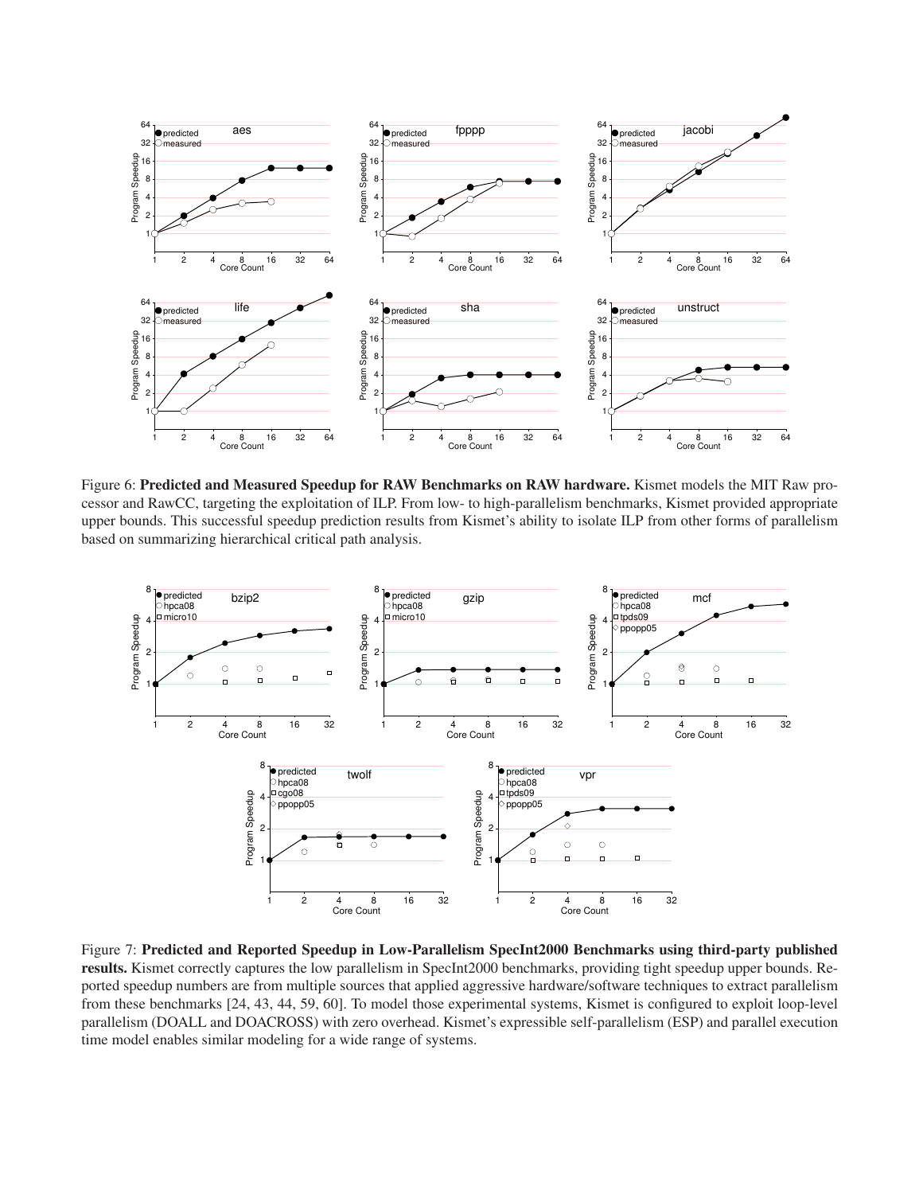Figure 6: **Predicted and Measured Speedup for RAW Benchmarks on RAW hardware.** Kismet models the MIT Raw processor and RawCC, targeting the exploitation of ILP. From low- to high-parallelism benchmarks, Kismet provided appropriate upper bounds. This successful speedup prediction results from Kismet's ability to isolate ILP from other forms of parallelism based on summarizing hierarchical critical path analysis.

Figure 7: **Predicted and Reported Speedup in Low-Parallelism SpecInt2000 Benchmarks using third-party published results.** Kismet correctly captures the low parallelism in SpecInt2000 benchmarks, providing tight speedup upper bounds. Reported speedup numbers are from multiple sources that applied aggressive hardware/software techniques to extract parallelism from these benchmarks [24, 43, 44, 59, 60]. To model those experimental systems, Kismet is configured to exploit loop-level parallelism (DOALL and DOACROSS) with zero overhead. Kismet's expressible self-parallelism (ESP) and parallel execution time model enables similar modeling for a wide range of systems.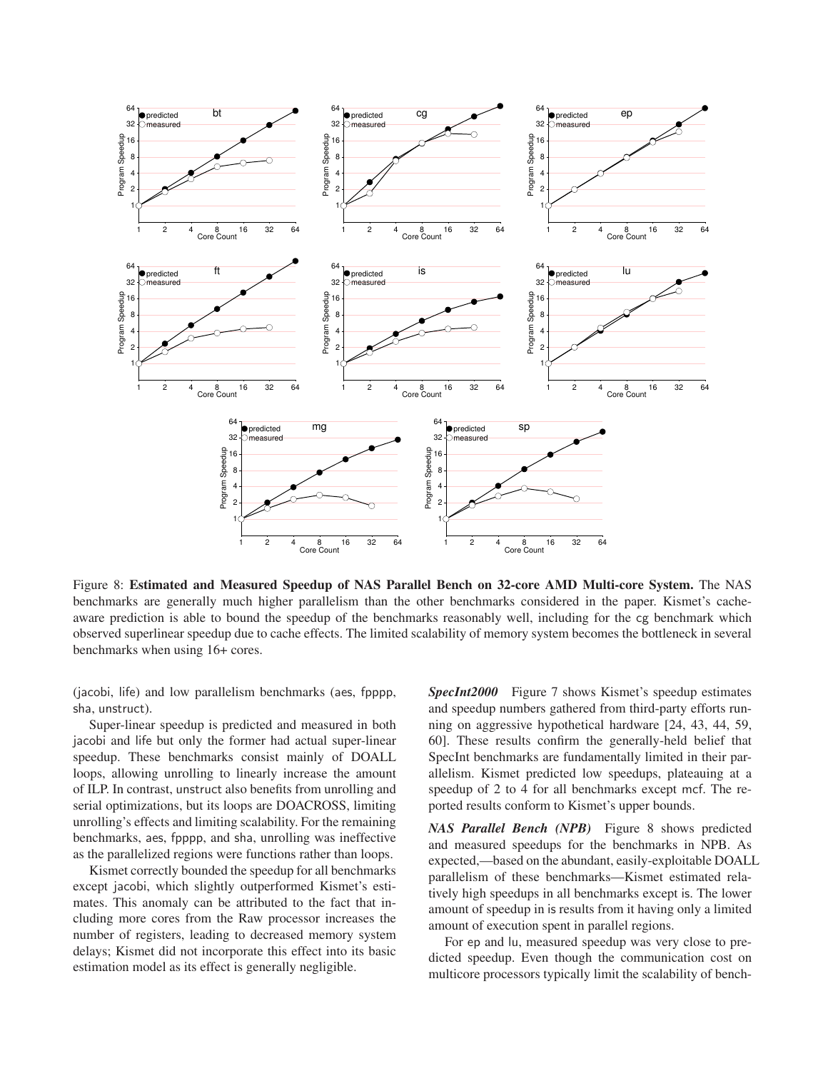Figure 8: **Estimated and Measured Speedup of NAS Parallel Bench on 32-core AMD Multi-core System.** The NAS benchmarks are generally much higher parallelism than the other benchmarks considered in the paper. Kismet's cache-aware prediction is able to bound the speedup of the benchmarks reasonably well, including for the cg benchmark which observed superlinear speedup due to cache effects. The limited scalability of memory system becomes the bottleneck in several benchmarks when using 16+ cores.

(jacobi, life) and low parallelism benchmarks (aes, fpppp, sha, unstruct).

Super-linear speedup is predicted and measured in both jacobi and life but only the former had actual super-linear speedup. These benchmarks consist mainly of DOALL loops, allowing unrolling to linearly increase the amount of ILP. In contrast, unstruct also benefits from unrolling and serial optimizations, but its loops are DOACROSS, limiting unrolling's effects and limiting scalability. For the remaining benchmarks, aes, fpppp, and sha, unrolling was ineffective as the parallelized regions were functions rather than loops.

Kismet correctly bounded the speedup for all benchmarks except jacobi, which slightly outperformed Kismet's estimates. This anomaly can be attributed to the fact that including more cores from the Raw processor increases the number of registers, leading to decreased memory system delays; Kismet did not incorporate this effect into its basic estimation model as its effect is generally negligible.

***SpecInt2000*** Figure 7 shows Kismet's speedup estimates and speedup numbers gathered from third-party efforts running on aggressive hypothetical hardware [24, 43, 44, 59, 60]. These results confirm the generally-held belief that SpecInt benchmarks are fundamentally limited in their parallelism. Kismet predicted low speedups, plateauing at a speedup of 2 to 4 for all benchmarks except mcf. The reported results conform to Kismet's upper bounds.

***NAS Parallel Bench (NPB)*** Figure 8 shows predicted and measured speedups for the benchmarks in NPB. As expected,—based on the abundant, easily-exploitable DOALL parallelism of these benchmarks—Kismet estimated relatively high speedups in all benchmarks except is. The lower amount of speedup in is results from it having only a limited amount of execution spent in parallel regions.

For ep and lu, measured speedup was very close to predicted speedup. Even though the communication cost on multicore processors typically limit the scalability of bench-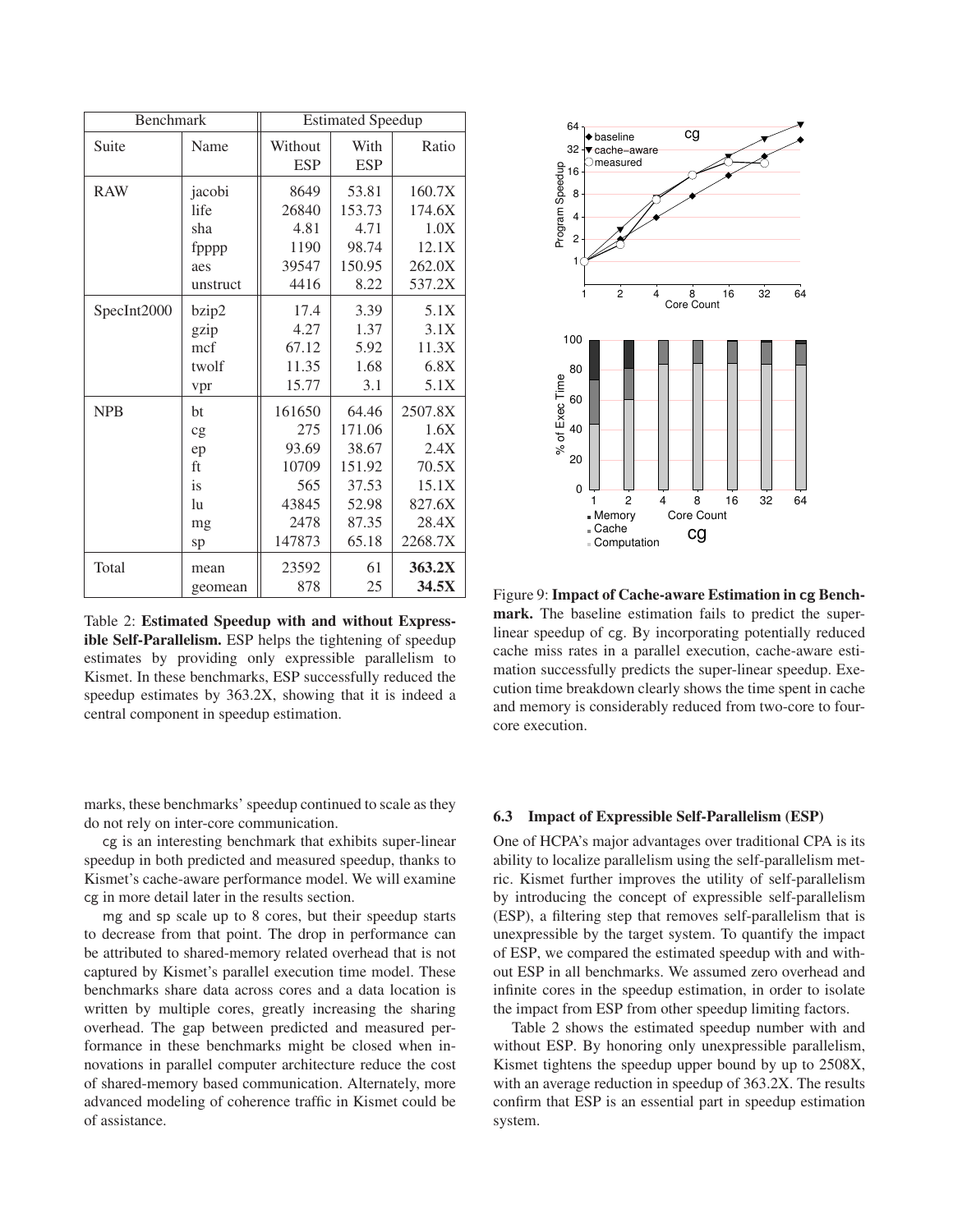| Benchmark | | Estimated Speedup | | |
|---|---|---|---|---|
| Suite | Name | Without ESP | With ESP | Ratio |
| RAW | jacobi | 8649 | 53.81 | 160.7X |
| | life | 26840 | 153.73 | 174.6X |
| | sha | 4.81 | 4.71 | 1.0X |
| | fpppp | 1190 | 98.74 | 12.1X |
| | aes | 39547 | 150.95 | 262.0X |
| | unstruct | 4416 | 8.22 | 537.2X |
| SpecInt2000 | bzip2 | 17.4 | 3.39 | 5.1X |
| | gzip | 4.27 | 1.37 | 3.1X |
| | mcf | 67.12 | 5.92 | 11.3X |
| | twolf | 11.35 | 1.68 | 6.8X |
| | vpr | 15.77 | 3.1 | 5.1X |
| NPB | bt | 161650 | 64.46 | 2507.8X |
| | cg | 275 | 171.06 | 1.6X |
| | ep | 93.69 | 38.67 | 2.4X |
| | ft | 10709 | 151.92 | 70.5X |
| | is | 565 | 37.53 | 15.1X |
| | lu | 43845 | 52.98 | 827.6X |
| | mg | 2478 | 87.35 | 28.4X |
| | sp | 147873 | 65.18 | 2268.7X |
| Total | mean | 23592 | 61 | **363.2X** |
| | geomean | 878 | 25 | **34.5X** |

Table 2: **Estimated Speedup with and without Expressible Self-Parallelism.** ESP helps the tightening of speedup estimates by providing only expressible parallelism to Kismet. In these benchmarks, ESP successfully reduced the speedup estimates by 363.2X, showing that it is indeed a central component in speedup estimation.

Figure 9: **Impact of Cache-aware Estimation in cg Benchmark.** The baseline estimation fails to predict the super-linear speedup of cg. By incorporating potentially reduced cache miss rates in a parallel execution, cache-aware estimation successfully predicts the super-linear speedup. Execution time breakdown clearly shows the time spent in cache and memory is considerably reduced from two-core to four-core execution.

marks, these benchmarks' speedup continued to scale as they do not rely on inter-core communication.

cg is an interesting benchmark that exhibits super-linear speedup in both predicted and measured speedup, thanks to Kismet's cache-aware performance model. We will examine cg in more detail later in the results section.

mg and sp scale up to 8 cores, but their speedup starts to decrease from that point. The drop in performance can be attributed to shared-memory related overhead that is not captured by Kismet's parallel execution time model. These benchmarks share data across cores and a data location is written by multiple cores, greatly increasing the sharing overhead. The gap between predicted and measured performance in these benchmarks might be closed when innovations in parallel computer architecture reduce the cost of shared-memory based communication. Alternately, more advanced modeling of coherence traffic in Kismet could be of assistance.

### 6.3 Impact of Expressible Self-Parallelism (ESP)

One of HCPA's major advantages over traditional CPA is its ability to localize parallelism using the self-parallelism metric. Kismet further improves the utility of self-parallelism by introducing the concept of expressible self-parallelism (ESP), a filtering step that removes self-parallelism that is unexpressible by the target system. To quantify the impact of ESP, we compared the estimated speedup with and without ESP in all benchmarks. We assumed zero overhead and infinite cores in the speedup estimation, in order to isolate the impact from ESP from other speedup limiting factors.

Table 2 shows the estimated speedup number with and without ESP. By honoring only unexpressible parallelism, Kismet tightens the speedup upper bound by up to 2508X, with an average reduction in speedup of 363.2X. The results confirm that ESP is an essential part in speedup estimation system.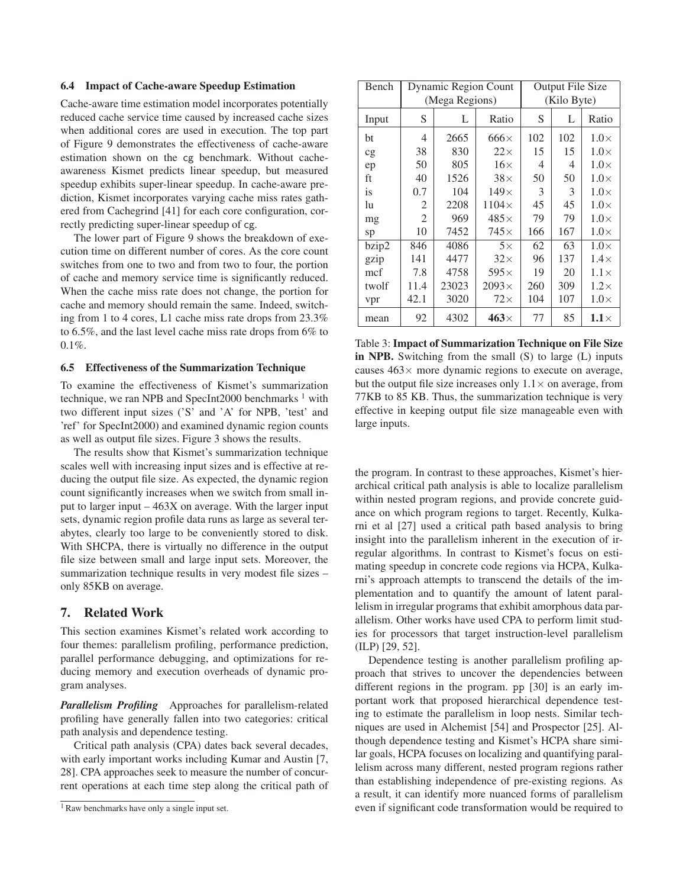### 6.4 Impact of Cache-aware Speedup Estimation

Cache-aware time estimation model incorporates potentially reduced cache service time caused by increased cache sizes when additional cores are used in execution. The top part of Figure 9 demonstrates the effectiveness of cache-aware estimation shown on the cg benchmark. Without cache-awareness Kismet predicts linear speedup, but measured speedup exhibits super-linear speedup. In cache-aware prediction, Kismet incorporates varying cache miss rates gathered from Cachegrind [41] for each core configuration, correctly predicting super-linear speedup of cg.

The lower part of Figure 9 shows the breakdown of execution time on different number of cores. As the core count switches from one to two and from two to four, the portion of cache and memory service time is significantly reduced. When the cache miss rate does not change, the portion for cache and memory should remain the same. Indeed, switching from 1 to 4 cores, L1 cache miss rate drops from 23.3% to 6.5%, and the last level cache miss rate drops from 6% to 0.1%.

### 6.5 Effectiveness of the Summarization Technique

To examine the effectiveness of Kismet's summarization technique, we ran NPB and SpecInt2000 benchmarks [1] with two different input sizes ('S' and 'A' for NPB, 'test' and 'ref' for SpecInt2000) and examined dynamic region counts as well as output file sizes. Figure 3 shows the results.

The results show that Kismet's summarization technique scales well with increasing input sizes and is effective at reducing the output file size. As expected, the dynamic region count significantly increases when we switch from small input to larger input – 463X on average. With the larger input sets, dynamic region profile data runs as large as several terabytes, clearly too large to be conveniently stored to disk. With SHCPA, there is virtually no difference in the output file size between small and large input sets. Moreover, the summarization technique results in very modest file sizes – only 85KB on average.

[1] Raw benchmarks have only a single input set.

| Bench | Dynamic Region Count (Mega Regions) | | | Output File Size (Kilo Byte) | | |
|---|---|---|---|---|---|---|
| Input | S | L | Ratio | S | L | Ratio |
| bt | 4 | 2665 | 666× | 102 | 102 | 1.0× |
| cg | 38 | 830 | 22× | 15 | 15 | 1.0× |
| ep | 50 | 805 | 16× | 4 | 4 | 1.0× |
| ft | 40 | 1526 | 38× | 50 | 50 | 1.0× |
| is | 0.7 | 104 | 149× | 3 | 3 | 1.0× |
| lu | 2 | 2208 | 1104× | 45 | 45 | 1.0× |
| mg | 2 | 969 | 485× | 79 | 79 | 1.0× |
| sp | 10 | 7452 | 745× | 166 | 167 | 1.0× |
| bzip2 | 846 | 4086 | 5× | 62 | 63 | 1.0× |
| gzip | 141 | 4477 | 32× | 96 | 137 | 1.4× |
| mcf | 7.8 | 4758 | 595× | 19 | 20 | 1.1× |
| twolf | 11.4 | 23023 | 2093× | 260 | 309 | 1.2× |
| vpr | 42.1 | 3020 | 72× | 104 | 107 | 1.0× |
| mean | 92 | 4302 | **463×** | 77 | 85 | **1.1×** |

Table 3: **Impact of Summarization Technique on File Size in NPB.** Switching from the small (S) to large (L) inputs causes 463× more dynamic regions to execute on average, but the output file size increases only 1.1× on average, from 77KB to 85 KB. Thus, the summarization technique is very effective in keeping output file size manageable even with large inputs.

## 7. Related Work

This section examines Kismet's related work according to four themes: parallelism profiling, performance prediction, parallel performance debugging, and optimizations for reducing memory and execution overheads of dynamic program analyses.

***Parallelism Profiling*** Approaches for parallelism-related profiling have generally fallen into two categories: critical path analysis and dependence testing.

Critical path analysis (CPA) dates back several decades, with early important works including Kumar and Austin [7, 28]. CPA approaches seek to measure the number of concurrent operations at each time step along the critical path of the program. In contrast to these approaches, Kismet's hierarchical critical path analysis is able to localize parallelism within nested program regions, and provide concrete guidance on which program regions to target. Recently, Kulkarni et al [27] used a critical path based analysis to bring insight into the parallelism inherent in the execution of irregular algorithms. In contrast to Kismet's focus on estimating speedup in concrete code regions via HCPA, Kulkarni's approach attempts to transcend the details of the implementation and to quantify the amount of latent parallelism in irregular programs that exhibit amorphous data parallelism. Other works have used CPA to perform limit studies for processors that target instruction-level parallelism (ILP) [29, 52].

Dependence testing is another parallelism profiling approach that strives to uncover the dependencies between different regions in the program. pp [30] is an early important work that proposed hierarchical dependence testing to estimate the parallelism in loop nests. Similar techniques are used in Alchemist [54] and Prospector [25]. Although dependence testing and Kismet's HCPA share similar goals, HCPA focuses on localizing and quantifying parallelism across many different, nested program regions rather than establishing independence of pre-existing regions. As a result, it can identify more nuanced forms of parallelism even if significant code transformation would be required to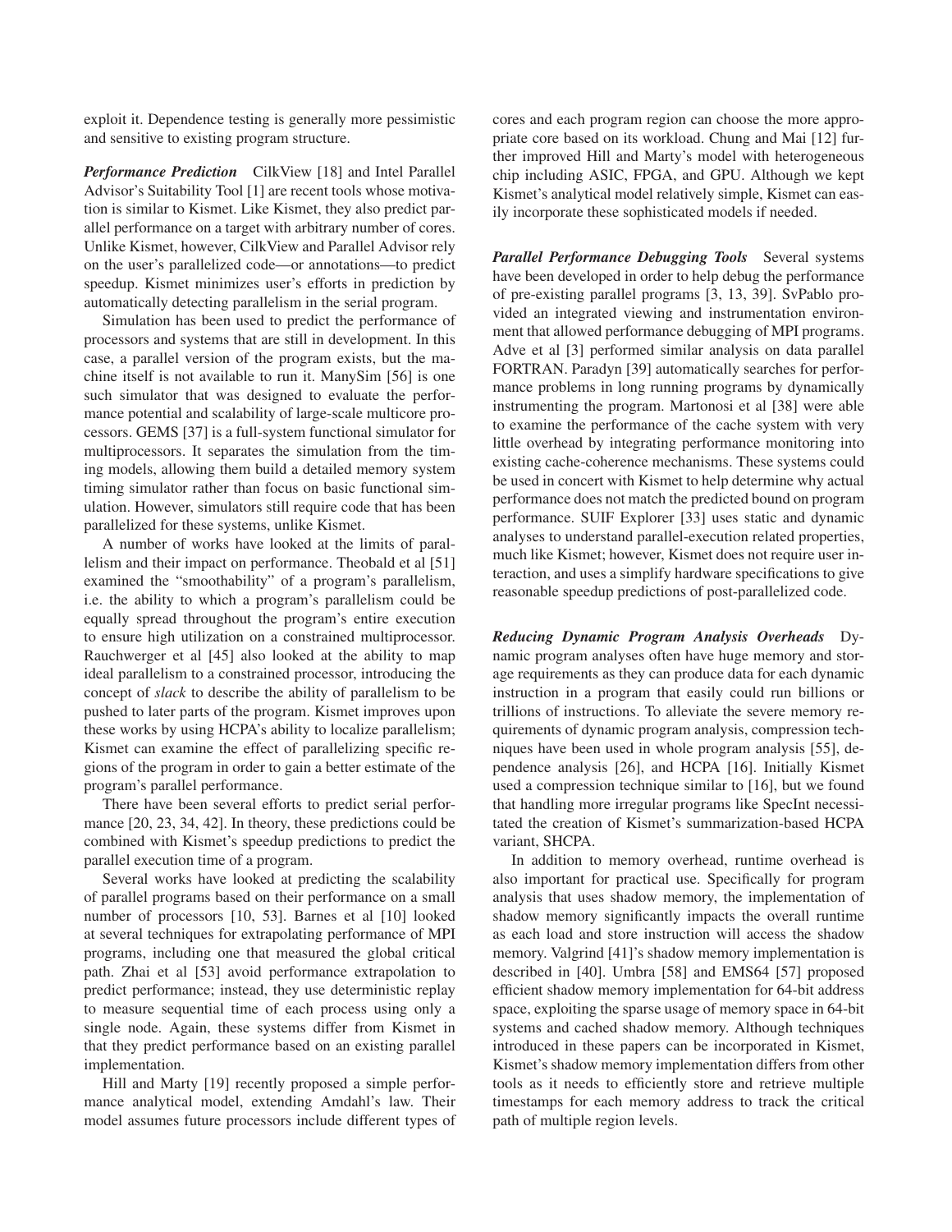exploit it. Dependence testing is generally more pessimistic and sensitive to existing program structure.

***Performance Prediction*** CilkView [18] and Intel Parallel Advisor's Suitability Tool [1] are recent tools whose motivation is similar to Kismet. Like Kismet, they also predict parallel performance on a target with arbitrary number of cores. Unlike Kismet, however, CilkView and Parallel Advisor rely on the user's parallelized code—or annotations—to predict speedup. Kismet minimizes user's efforts in prediction by automatically detecting parallelism in the serial program.

Simulation has been used to predict the performance of processors and systems that are still in development. In this case, a parallel version of the program exists, but the machine itself is not available to run it. ManySim [56] is one such simulator that was designed to evaluate the performance potential and scalability of large-scale multicore processors. GEMS [37] is a full-system functional simulator for multiprocessors. It separates the simulation from the timing models, allowing them build a detailed memory system timing simulator rather than focus on basic functional simulation. However, simulators still require code that has been parallelized for these systems, unlike Kismet.

A number of works have looked at the limits of parallelism and their impact on performance. Theobald et al [51] examined the "smoothability" of a program's parallelism, i.e. the ability to which a program's parallelism could be equally spread throughout the program's entire execution to ensure high utilization on a constrained multiprocessor. Rauchwerger et al [45] also looked at the ability to map ideal parallelism to a constrained processor, introducing the concept of *slack* to describe the ability of parallelism to be pushed to later parts of the program. Kismet improves upon these works by using HCPA's ability to localize parallelism; Kismet can examine the effect of parallelizing specific regions of the program in order to gain a better estimate of the program's parallel performance.

There have been several efforts to predict serial performance [20, 23, 34, 42]. In theory, these predictions could be combined with Kismet's speedup predictions to predict the parallel execution time of a program.

Several works have looked at predicting the scalability of parallel programs based on their performance on a small number of processors [10, 53]. Barnes et al [10] looked at several techniques for extrapolating performance of MPI programs, including one that measured the global critical path. Zhai et al [53] avoid performance extrapolation to predict performance; instead, they use deterministic replay to measure sequential time of each process using only a single node. Again, these systems differ from Kismet in that they predict performance based on an existing parallel implementation.

Hill and Marty [19] recently proposed a simple performance analytical model, extending Amdahl's law. Their model assumes future processors include different types of cores and each program region can choose the more appropriate core based on its workload. Chung and Mai [12] further improved Hill and Marty's model with heterogeneous chip including ASIC, FPGA, and GPU. Although we kept Kismet's analytical model relatively simple, Kismet can easily incorporate these sophisticated models if needed.

***Parallel Performance Debugging Tools*** Several systems have been developed in order to help debug the performance of pre-existing parallel programs [3, 13, 39]. SvPablo provided an integrated viewing and instrumentation environment that allowed performance debugging of MPI programs. Adve et al [3] performed similar analysis on data parallel FORTRAN. Paradyn [39] automatically searches for performance problems in long running programs by dynamically instrumenting the program. Martonosi et al [38] were able to examine the performance of the cache system with very little overhead by integrating performance monitoring into existing cache-coherence mechanisms. These systems could be used in concert with Kismet to help determine why actual performance does not match the predicted bound on program performance. SUIF Explorer [33] uses static and dynamic analyses to understand parallel-execution related properties, much like Kismet; however, Kismet does not require user interaction, and uses a simplify hardware specifications to give reasonable speedup predictions of post-parallelized code.

***Reducing Dynamic Program Analysis Overheads*** Dynamic program analyses often have huge memory and storage requirements as they can produce data for each dynamic instruction in a program that easily could run billions or trillions of instructions. To alleviate the severe memory requirements of dynamic program analysis, compression techniques have been used in whole program analysis [55], dependence analysis [26], and HCPA [16]. Initially Kismet used a compression technique similar to [16], but we found that handling more irregular programs like SpecInt necessitated the creation of Kismet's summarization-based HCPA variant, SHCPA.

In addition to memory overhead, runtime overhead is also important for practical use. Specifically for program analysis that uses shadow memory, the implementation of shadow memory significantly impacts the overall runtime as each load and store instruction will access the shadow memory. Valgrind [41]'s shadow memory implementation is described in [40]. Umbra [58] and EMS64 [57] proposed efficient shadow memory implementation for 64-bit address space, exploiting the sparse usage of memory space in 64-bit systems and cached shadow memory. Although techniques introduced in these papers can be incorporated in Kismet, Kismet's shadow memory implementation differs from other tools as it needs to efficiently store and retrieve multiple timestamps for each memory address to track the critical path of multiple region levels.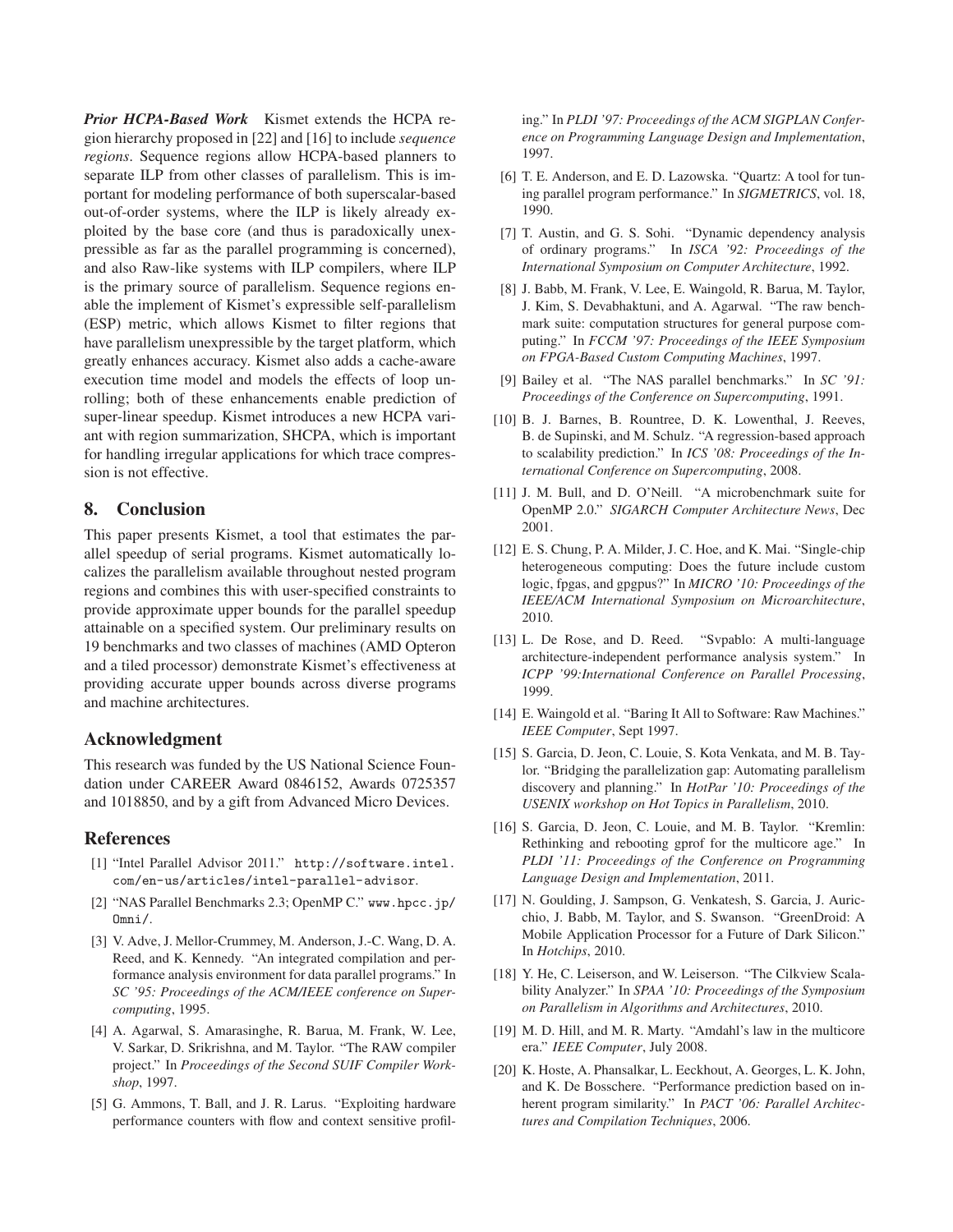***Prior HCPA-Based Work*** Kismet extends the HCPA region hierarchy proposed in [22] and [16] to include *sequence regions*. Sequence regions allow HCPA-based planners to separate ILP from other classes of parallelism. This is important for modeling performance of both superscalar-based out-of-order systems, where the ILP is likely already exploited by the base core (and thus is paradoxically unexpressible as far as the parallel programming is concerned), and also Raw-like systems with ILP compilers, where ILP is the primary source of parallelism. Sequence regions enable the implement of Kismet's expressible self-parallelism (ESP) metric, which allows Kismet to filter regions that have parallelism unexpressible by the target platform, which greatly enhances accuracy. Kismet also adds a cache-aware execution time model and models the effects of loop unrolling; both of these enhancements enable prediction of super-linear speedup. Kismet introduces a new HCPA variant with region summarization, SHCPA, which is important for handling irregular applications for which trace compression is not effective.

## 8. Conclusion

This paper presents Kismet, a tool that estimates the parallel speedup of serial programs. Kismet automatically localizes the parallelism available throughout nested program regions and combines this with user-specified constraints to provide approximate upper bounds for the parallel speedup attainable on a specified system. Our preliminary results on 19 benchmarks and two classes of machines (AMD Opteron and a tiled processor) demonstrate Kismet's effectiveness at providing accurate upper bounds across diverse programs and machine architectures.

## Acknowledgment

This research was funded by the US National Science Foundation under CAREER Award 0846152, Awards 0725357 and 1018850, and by a gift from Advanced Micro Devices.

## References

[1] "Intel Parallel Advisor 2011." `http://software.intel.com/en-us/articles/intel-parallel-advisor`.

[2] "NAS Parallel Benchmarks 2.3; OpenMP C." `www.hpcc.jp/Omni/`.

[3] V. Adve, J. Mellor-Crummey, M. Anderson, J.-C. Wang, D. A. Reed, and K. Kennedy. "An integrated compilation and performance analysis environment for data parallel programs." In *SC '95: Proceedings of the ACM/IEEE conference on Supercomputing*, 1995.

[4] A. Agarwal, S. Amarasinghe, R. Barua, M. Frank, W. Lee, V. Sarkar, D. Srikrishna, and M. Taylor. "The RAW compiler project." In *Proceedings of the Second SUIF Compiler Workshop*, 1997.

[5] G. Ammons, T. Ball, and J. R. Larus. "Exploiting hardware performance counters with flow and context sensitive profiling." In *PLDI '97: Proceedings of the ACM SIGPLAN Conference on Programming Language Design and Implementation*, 1997.

[6] T. E. Anderson, and E. D. Lazowska. "Quartz: A tool for tuning parallel program performance." In *SIGMETRICS*, vol. 18, 1990.

[7] T. Austin, and G. S. Sohi. "Dynamic dependency analysis of ordinary programs." In *ISCA '92: Proceedings of the International Symposium on Computer Architecture*, 1992.

[8] J. Babb, M. Frank, V. Lee, E. Waingold, R. Barua, M. Taylor, J. Kim, S. Devabhaktuni, and A. Agarwal. "The raw benchmark suite: computation structures for general purpose computing." In *FCCM '97: Proceedings of the IEEE Symposium on FPGA-Based Custom Computing Machines*, 1997.

[9] Bailey et al. "The NAS parallel benchmarks." In *SC '91: Proceedings of the Conference on Supercomputing*, 1991.

[10] B. J. Barnes, B. Rountree, D. K. Lowenthal, J. Reeves, B. de Supinski, and M. Schulz. "A regression-based approach to scalability prediction." In *ICS '08: Proceedings of the International Conference on Supercomputing*, 2008.

[11] J. M. Bull, and D. O'Neill. "A microbenchmark suite for OpenMP 2.0." *SIGARCH Computer Architecture News*, Dec 2001.

[12] E. S. Chung, P. A. Milder, J. C. Hoe, and K. Mai. "Single-chip heterogeneous computing: Does the future include custom logic, fpgas, and gpgpus?" In *MICRO '10: Proceedings of the IEEE/ACM International Symposium on Microarchitecture*, 2010.

[13] L. De Rose, and D. Reed. "Svpablo: A multi-language architecture-independent performance analysis system." In *ICPP '99:International Conference on Parallel Processing*, 1999.

[14] E. Waingold et al. "Baring It All to Software: Raw Machines." *IEEE Computer*, Sept 1997.

[15] S. Garcia, D. Jeon, C. Louie, S. Kota Venkata, and M. B. Taylor. "Bridging the parallelization gap: Automating parallelism discovery and planning." In *HotPar '10: Proceedings of the USENIX workshop on Hot Topics in Parallelism*, 2010.

[16] S. Garcia, D. Jeon, C. Louie, and M. B. Taylor. "Kremlin: Rethinking and rebooting gprof for the multicore age." In *PLDI '11: Proceedings of the Conference on Programming Language Design and Implementation*, 2011.

[17] N. Goulding, J. Sampson, G. Venkatesh, S. Garcia, J. Auricchio, J. Babb, M. Taylor, and S. Swanson. "GreenDroid: A Mobile Application Processor for a Future of Dark Silicon." In *Hotchips*, 2010.

[18] Y. He, C. Leiserson, and W. Leiserson. "The Cilkview Scalability Analyzer." In *SPAA '10: Proceedings of the Symposium on Parallelism in Algorithms and Architectures*, 2010.

[19] M. D. Hill, and M. R. Marty. "Amdahl's law in the multicore era." *IEEE Computer*, July 2008.

[20] K. Hoste, A. Phansalkar, L. Eeckhout, A. Georges, L. K. John, and K. De Bosschere. "Performance prediction based on inherent program similarity." In *PACT '06: Parallel Architectures and Compilation Techniques*, 2006.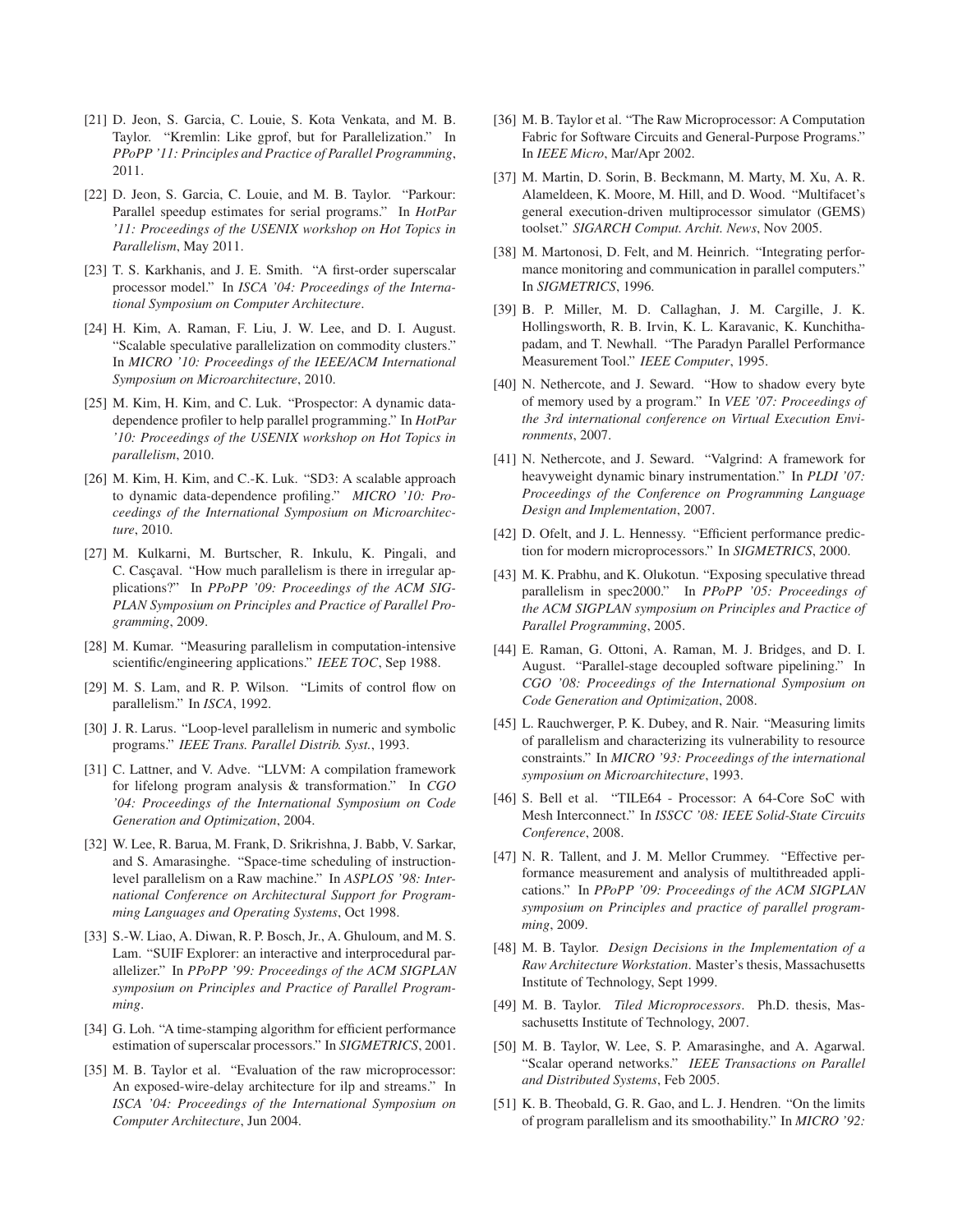[21] D. Jeon, S. Garcia, C. Louie, S. Kota Venkata, and M. B. Taylor. "Kremlin: Like gprof, but for Parallelization." In *PPoPP '11: Principles and Practice of Parallel Programming*, 2011.

[22] D. Jeon, S. Garcia, C. Louie, and M. B. Taylor. "Parkour: Parallel speedup estimates for serial programs." In *HotPar '11: Proceedings of the USENIX workshop on Hot Topics in Parallelism*, May 2011.

[23] T. S. Karkhanis, and J. E. Smith. "A first-order superscalar processor model." In *ISCA '04: Proceedings of the International Symposium on Computer Architecture*.

[24] H. Kim, A. Raman, F. Liu, J. W. Lee, and D. I. August. "Scalable speculative parallelization on commodity clusters." In *MICRO '10: Proceedings of the IEEE/ACM International Symposium on Microarchitecture*, 2010.

[25] M. Kim, H. Kim, and C. Luk. "Prospector: A dynamic data-dependence profiler to help parallel programming." In *HotPar '10: Proceedings of the USENIX workshop on Hot Topics in parallelism*, 2010.

[26] M. Kim, H. Kim, and C.-K. Luk. "SD3: A scalable approach to dynamic data-dependence profiling." *MICRO '10: Proceedings of the International Symposium on Microarchitecture*, 2010.

[27] M. Kulkarni, M. Burtscher, R. Inkulu, K. Pingali, and C. Casçaval. "How much parallelism is there in irregular applications?" In *PPoPP '09: Proceedings of the ACM SIGPLAN Symposium on Principles and Practice of Parallel Programming*, 2009.

[28] M. Kumar. "Measuring parallelism in computation-intensive scientific/engineering applications." *IEEE TOC*, Sep 1988.

[29] M. S. Lam, and R. P. Wilson. "Limits of control flow on parallelism." In *ISCA*, 1992.

[30] J. R. Larus. "Loop-level parallelism in numeric and symbolic programs." *IEEE Trans. Parallel Distrib. Syst.*, 1993.

[31] C. Lattner, and V. Adve. "LLVM: A compilation framework for lifelong program analysis & transformation." In *CGO '04: Proceedings of the International Symposium on Code Generation and Optimization*, 2004.

[32] W. Lee, R. Barua, M. Frank, D. Srikrishna, J. Babb, V. Sarkar, and S. Amarasinghe. "Space-time scheduling of instruction-level parallelism on a Raw machine." In *ASPLOS '98: International Conference on Architectural Support for Programming Languages and Operating Systems*, Oct 1998.

[33] S.-W. Liao, A. Diwan, R. P. Bosch, Jr., A. Ghuloum, and M. S. Lam. "SUIF Explorer: an interactive and interprocedural parallelizer." In *PPoPP '99: Proceedings of the ACM SIGPLAN symposium on Principles and Practice of Parallel Programming*.

[34] G. Loh. "A time-stamping algorithm for efficient performance estimation of superscalar processors." In *SIGMETRICS*, 2001.

[35] M. B. Taylor et al. "Evaluation of the raw microprocessor: An exposed-wire-delay architecture for ilp and streams." In *ISCA '04: Proceedings of the International Symposium on Computer Architecture*, Jun 2004.

[36] M. B. Taylor et al. "The Raw Microprocessor: A Computation Fabric for Software Circuits and General-Purpose Programs." In *IEEE Micro*, Mar/Apr 2002.

[37] M. Martin, D. Sorin, B. Beckmann, M. Marty, M. Xu, A. R. Alameldeen, K. Moore, M. Hill, and D. Wood. "Multifacet's general execution-driven multiprocessor simulator (GEMS) toolset." *SIGARCH Comput. Archit. News*, Nov 2005.

[38] M. Martonosi, D. Felt, and M. Heinrich. "Integrating performance monitoring and communication in parallel computers." In *SIGMETRICS*, 1996.

[39] B. P. Miller, M. D. Callaghan, J. M. Cargille, J. K. Hollingsworth, R. B. Irvin, K. L. Karavanic, K. Kunchithapadam, and T. Newhall. "The Paradyn Parallel Performance Measurement Tool." *IEEE Computer*, 1995.

[40] N. Nethercote, and J. Seward. "How to shadow every byte of memory used by a program." In *VEE '07: Proceedings of the 3rd international conference on Virtual Execution Environments*, 2007.

[41] N. Nethercote, and J. Seward. "Valgrind: A framework for heavyweight dynamic binary instrumentation." In *PLDI '07: Proceedings of the Conference on Programming Language Design and Implementation*, 2007.

[42] D. Ofelt, and J. L. Hennessy. "Efficient performance prediction for modern microprocessors." In *SIGMETRICS*, 2000.

[43] M. K. Prabhu, and K. Olukotun. "Exposing speculative thread parallelism in spec2000." In *PPoPP '05: Proceedings of the ACM SIGPLAN symposium on Principles and Practice of Parallel Programming*, 2005.

[44] E. Raman, G. Ottoni, A. Raman, M. J. Bridges, and D. I. August. "Parallel-stage decoupled software pipelining." In *CGO '08: Proceedings of the International Symposium on Code Generation and Optimization*, 2008.

[45] L. Rauchwerger, P. K. Dubey, and R. Nair. "Measuring limits of parallelism and characterizing its vulnerability to resource constraints." In *MICRO '93: Proceedings of the international symposium on Microarchitecture*, 1993.

[46] S. Bell et al. "TILE64 - Processor: A 64-Core SoC with Mesh Interconnect." In *ISSCC '08: IEEE Solid-State Circuits Conference*, 2008.

[47] N. R. Tallent, and J. M. Mellor Crummey. "Effective performance measurement and analysis of multithreaded applications." In *PPoPP '09: Proceedings of the ACM SIGPLAN symposium on Principles and practice of parallel programming*, 2009.

[48] M. B. Taylor. *Design Decisions in the Implementation of a Raw Architecture Workstation*. Master's thesis, Massachusetts Institute of Technology, Sept 1999.

[49] M. B. Taylor. *Tiled Microprocessors*. Ph.D. thesis, Massachusetts Institute of Technology, 2007.

[50] M. B. Taylor, W. Lee, S. P. Amarasinghe, and A. Agarwal. "Scalar operand networks." *IEEE Transactions on Parallel and Distributed Systems*, Feb 2005.

[51] K. B. Theobald, G. R. Gao, and L. J. Hendren. "On the limits of program parallelism and its smoothability." In *MICRO '92:*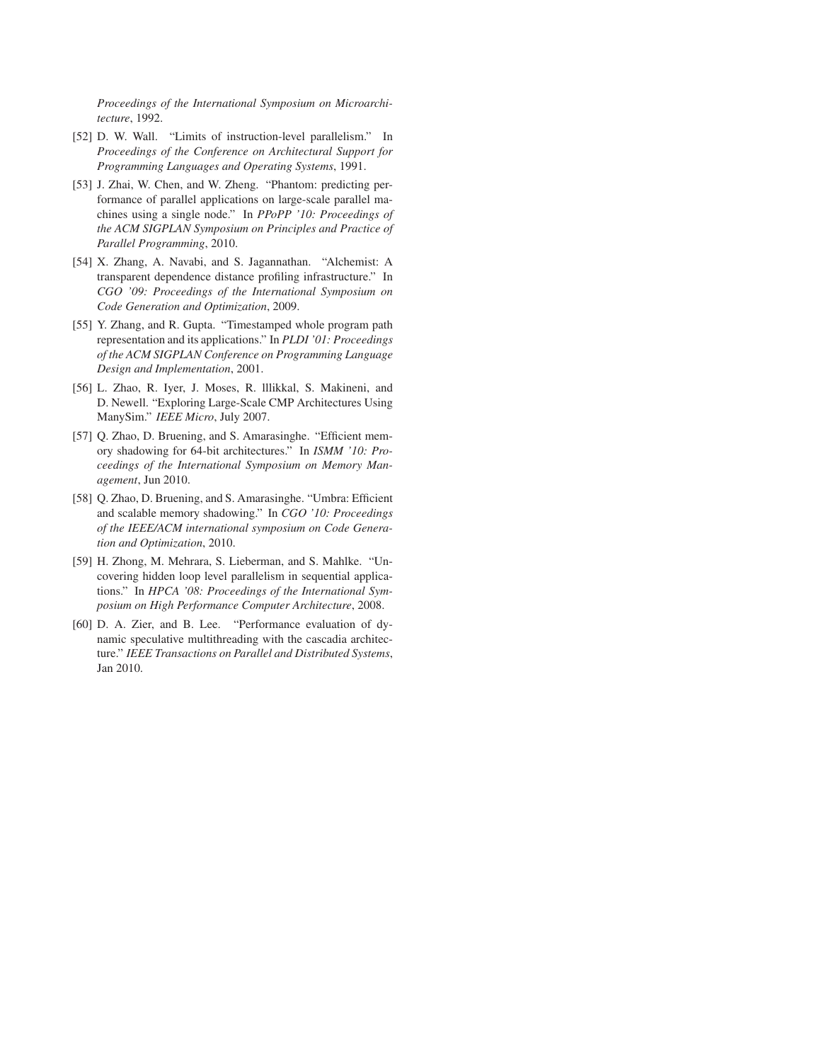*Proceedings of the International Symposium on Microarchitecture*, 1992.

[52] D. W. Wall. "Limits of instruction-level parallelism." In *Proceedings of the Conference on Architectural Support for Programming Languages and Operating Systems*, 1991.

[53] J. Zhai, W. Chen, and W. Zheng. "Phantom: predicting performance of parallel applications on large-scale parallel machines using a single node." In *PPoPP '10: Proceedings of the ACM SIGPLAN Symposium on Principles and Practice of Parallel Programming*, 2010.

[54] X. Zhang, A. Navabi, and S. Jagannathan. "Alchemist: A transparent dependence distance profiling infrastructure." In *CGO '09: Proceedings of the International Symposium on Code Generation and Optimization*, 2009.

[55] Y. Zhang, and R. Gupta. "Timestamped whole program path representation and its applications." In *PLDI '01: Proceedings of the ACM SIGPLAN Conference on Programming Language Design and Implementation*, 2001.

[56] L. Zhao, R. Iyer, J. Moses, R. lllikkal, S. Makineni, and D. Newell. "Exploring Large-Scale CMP Architectures Using ManySim." *IEEE Micro*, July 2007.

[57] Q. Zhao, D. Bruening, and S. Amarasinghe. "Efficient memory shadowing for 64-bit architectures." In *ISMM '10: Proceedings of the International Symposium on Memory Management*, Jun 2010.

[58] Q. Zhao, D. Bruening, and S. Amarasinghe. "Umbra: Efficient and scalable memory shadowing." In *CGO '10: Proceedings of the IEEE/ACM international symposium on Code Generation and Optimization*, 2010.

[59] H. Zhong, M. Mehrara, S. Lieberman, and S. Mahlke. "Uncovering hidden loop level parallelism in sequential applications." In *HPCA '08: Proceedings of the International Symposium on High Performance Computer Architecture*, 2008.

[60] D. A. Zier, and B. Lee. "Performance evaluation of dynamic speculative multithreading with the cascadia architecture." *IEEE Transactions on Parallel and Distributed Systems*, Jan 2010.